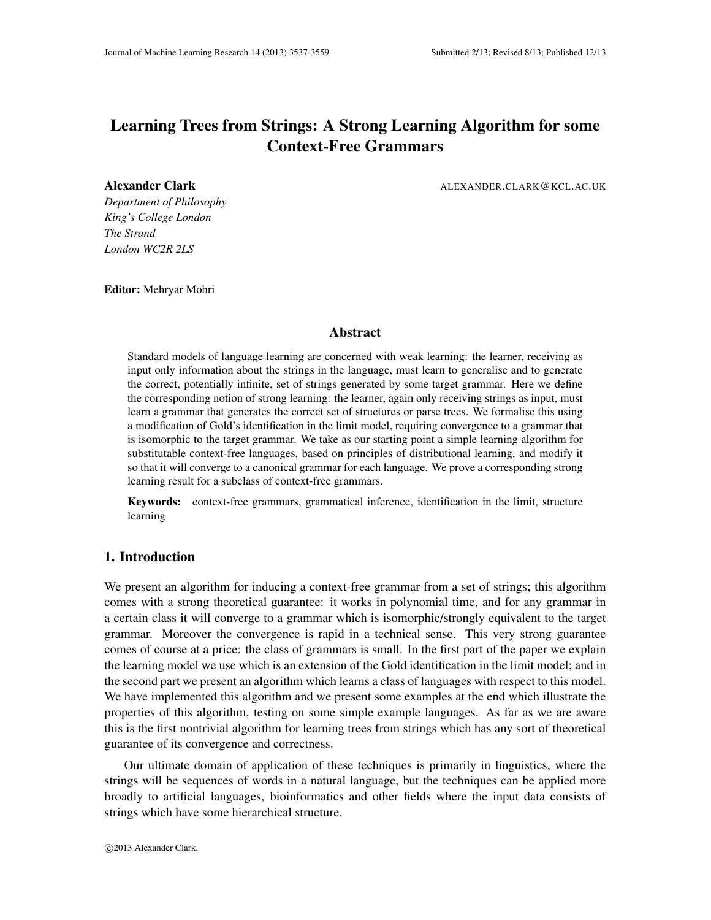# Learning Trees from Strings: A Strong Learning Algorithm for some Context-Free Grammars

**Alexander Clark** ALEXANDER.CLARK@KCL.AC.UK

*Department of Philosophy*
*King's College London*
*The Strand*
*London WC2R 2LS*

**Editor:** Mehryar Mohri

## Abstract

Standard models of language learning are concerned with weak learning: the learner, receiving as input only information about the strings in the language, must learn to generalise and to generate the correct, potentially infinite, set of strings generated by some target grammar. Here we define the corresponding notion of strong learning: the learner, again only receiving strings as input, must learn a grammar that generates the correct set of structures or parse trees. We formalise this using a modification of Gold's identification in the limit model, requiring convergence to a grammar that is isomorphic to the target grammar. We take as our starting point a simple learning algorithm for substitutable context-free languages, based on principles of distributional learning, and modify it so that it will converge to a canonical grammar for each language. We prove a corresponding strong learning result for a subclass of context-free grammars.

**Keywords:** context-free grammars, grammatical inference, identification in the limit, structure learning

## 1. Introduction

We present an algorithm for inducing a context-free grammar from a set of strings; this algorithm comes with a strong theoretical guarantee: it works in polynomial time, and for any grammar in a certain class it will converge to a grammar which is isomorphic/strongly equivalent to the target grammar. Moreover the convergence is rapid in a technical sense. This very strong guarantee comes of course at a price: the class of grammars is small. In the first part of the paper we explain the learning model we use which is an extension of the Gold identification in the limit model; and in the second part we present an algorithm which learns a class of languages with respect to this model. We have implemented this algorithm and we present some examples at the end which illustrate the properties of this algorithm, testing on some simple example languages. As far as we are aware this is the first nontrivial algorithm for learning trees from strings which has any sort of theoretical guarantee of its convergence and correctness.

Our ultimate domain of application of these techniques is primarily in linguistics, where the strings will be sequences of words in a natural language, but the techniques can be applied more broadly to artificial languages, bioinformatics and other fields where the input data consists of strings which have some hierarchical structure.

©2013 Alexander Clark.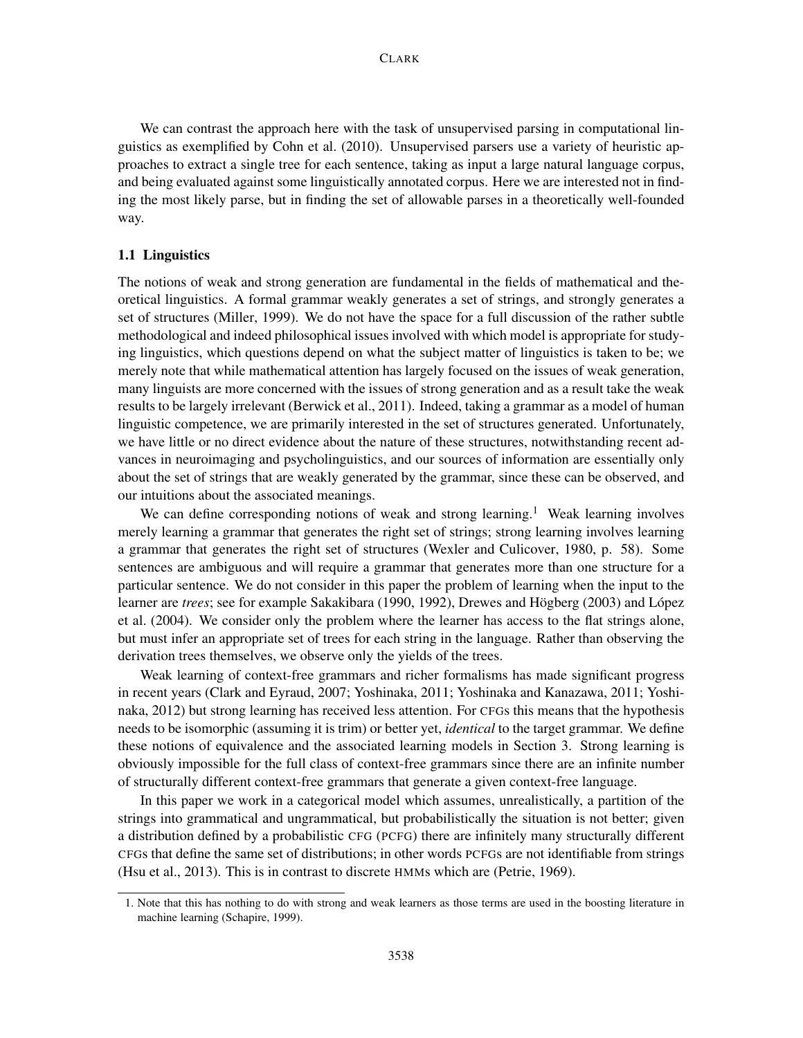We can contrast the approach here with the task of unsupervised parsing in computational linguistics as exemplified by Cohn et al. (2010). Unsupervised parsers use a variety of heuristic approaches to extract a single tree for each sentence, taking as input a large natural language corpus, and being evaluated against some linguistically annotated corpus. Here we are interested not in finding the most likely parse, but in finding the set of allowable parses in a theoretically well-founded way.

### 1.1 Linguistics

The notions of weak and strong generation are fundamental in the fields of mathematical and theoretical linguistics. A formal grammar weakly generates a set of strings, and strongly generates a set of structures (Miller, 1999). We do not have the space for a full discussion of the rather subtle methodological and indeed philosophical issues involved with which model is appropriate for studying linguistics, which questions depend on what the subject matter of linguistics is taken to be; we merely note that while mathematical attention has largely focused on the issues of weak generation, many linguists are more concerned with the issues of strong generation and as a result take the weak results to be largely irrelevant (Berwick et al., 2011). Indeed, taking a grammar as a model of human linguistic competence, we are primarily interested in the set of structures generated. Unfortunately, we have little or no direct evidence about the nature of these structures, notwithstanding recent advances in neuroimaging and psycholinguistics, and our sources of information are essentially only about the set of strings that are weakly generated by the grammar, since these can be observed, and our intuitions about the associated meanings.

We can define corresponding notions of weak and strong learning.[1] Weak learning involves merely learning a grammar that generates the right set of strings; strong learning involves learning a grammar that generates the right set of structures (Wexler and Culicover, 1980, p. 58). Some sentences are ambiguous and will require a grammar that generates more than one structure for a particular sentence. We do not consider in this paper the problem of learning when the input to the learner are *trees*; see for example Sakakibara (1990, 1992), Drewes and Högberg (2003) and López et al. (2004). We consider only the problem where the learner has access to the flat strings alone, but must infer an appropriate set of trees for each string in the language. Rather than observing the derivation trees themselves, we observe only the yields of the trees.

Weak learning of context-free grammars and richer formalisms has made significant progress in recent years (Clark and Eyraud, 2007; Yoshinaka, 2011; Yoshinaka and Kanazawa, 2011; Yoshinaka, 2012) but strong learning has received less attention. For CFGs this means that the hypothesis needs to be isomorphic (assuming it is trim) or better yet, *identical* to the target grammar. We define these notions of equivalence and the associated learning models in Section 3. Strong learning is obviously impossible for the full class of context-free grammars since there are an infinite number of structurally different context-free grammars that generate a given context-free language.

In this paper we work in a categorical model which assumes, unrealistically, a partition of the strings into grammatical and ungrammatical, but probabilistically the situation is not better; given a distribution defined by a probabilistic CFG (PCFG) there are infinitely many structurally different CFGs that define the same set of distributions; in other words PCFGs are not identifiable from strings (Hsu et al., 2013). This is in contrast to discrete HMMs which are (Petrie, 1969).

1. Note that this has nothing to do with strong and weak learners as those terms are used in the boosting literature in machine learning (Schapire, 1999).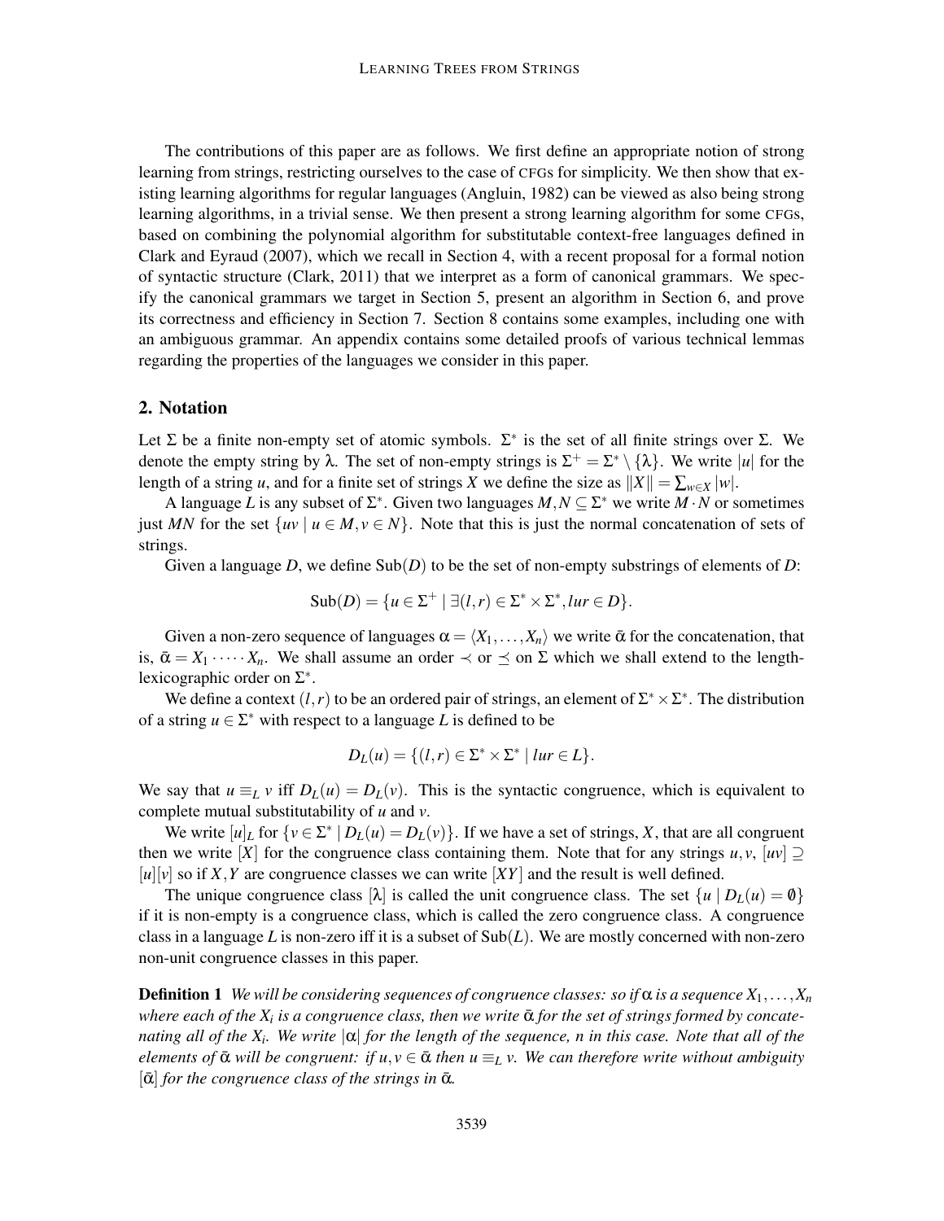The contributions of this paper are as follows. We first define an appropriate notion of strong learning from strings, restricting ourselves to the case of CFGs for simplicity. We then show that existing learning algorithms for regular languages (Angluin, 1982) can be viewed as also being strong learning algorithms, in a trivial sense. We then present a strong learning algorithm for some CFGs, based on combining the polynomial algorithm for substitutable context-free languages defined in Clark and Eyraud (2007), which we recall in Section 4, with a recent proposal for a formal notion of syntactic structure (Clark, 2011) that we interpret as a form of canonical grammars. We specify the canonical grammars we target in Section 5, present an algorithm in Section 6, and prove its correctness and efficiency in Section 7. Section 8 contains some examples, including one with an ambiguous grammar. An appendix contains some detailed proofs of various technical lemmas regarding the properties of the languages we consider in this paper.

## 2. Notation

Let $\Sigma$ be a finite non-empty set of atomic symbols. $\Sigma^*$ is the set of all finite strings over $\Sigma$. We denote the empty string by $\lambda$. The set of non-empty strings is $\Sigma^+ = \Sigma^* \setminus \{\lambda\}$. We write $|u|$ for the length of a string $u$, and for a finite set of strings $X$ we define the size as $\|X\| = \sum_{w \in X} |w|$.

A language $L$ is any subset of $\Sigma^*$. Given two languages $M, N \subseteq \Sigma^*$ we write $M \cdot N$ or sometimes just $MN$ for the set $\{uv \mid u \in M, v \in N\}$. Note that this is just the normal concatenation of sets of strings.

Given a language $D$, we define $\text{Sub}(D)$ to be the set of non-empty substrings of elements of $D$:

$$\text{Sub}(D) = \{u \in \Sigma^+ \mid \exists (l,r) \in \Sigma^* \times \Sigma^*, lur \in D\}.$$

Given a non-zero sequence of languages $\alpha = \langle X_1, \ldots, X_n \rangle$ we write $\bar{\alpha}$ for the concatenation, that is, $\bar{\alpha} = X_1 \cdot \cdots \cdot X_n$. We shall assume an order $\prec$ or $\preceq$ on $\Sigma$ which we shall extend to the length-lexicographic order on $\Sigma^*$.

We define a context $(l, r)$ to be an ordered pair of strings, an element of $\Sigma^* \times \Sigma^*$. The distribution of a string $u \in \Sigma^*$ with respect to a language $L$ is defined to be

$$D_L(u) = \{(l,r) \in \Sigma^* \times \Sigma^* \mid lur \in L\}.$$

We say that $u \equiv_L v$ iff $D_L(u) = D_L(v)$. This is the syntactic congruence, which is equivalent to complete mutual substitutability of $u$ and $v$.

We write $[u]_L$ for $\{v \in \Sigma^* \mid D_L(u) = D_L(v)\}$. If we have a set of strings, $X$, that are all congruent then we write $[X]$ for the congruence class containing them. Note that for any strings $u, v$, $[uv] \supseteq [u][v]$ so if $X, Y$ are congruence classes we can write $[XY]$ and the result is well defined.

The unique congruence class $[\lambda]$ is called the unit congruence class. The set $\{u \mid D_L(u) = \emptyset\}$ if it is non-empty is a congruence class, which is called the zero congruence class. A congruence class in a language $L$ is non-zero iff it is a subset of $\text{Sub}(L)$. We are mostly concerned with non-zero non-unit congruence classes in this paper.

**Definition 1** *We will be considering sequences of congruence classes: so if $\alpha$ is a sequence $X_1, \ldots, X_n$ where each of the $X_i$ is a congruence class, then we write $\bar{\alpha}$ for the set of strings formed by concatenating all of the $X_i$. We write $|\alpha|$ for the length of the sequence, $n$ in this case. Note that all of the elements of $\bar{\alpha}$ will be congruent: if $u, v \in \bar{\alpha}$ then $u \equiv_L v$. We can therefore write without ambiguity $[\bar{\alpha}]$ for the congruence class of the strings in $\bar{\alpha}$.*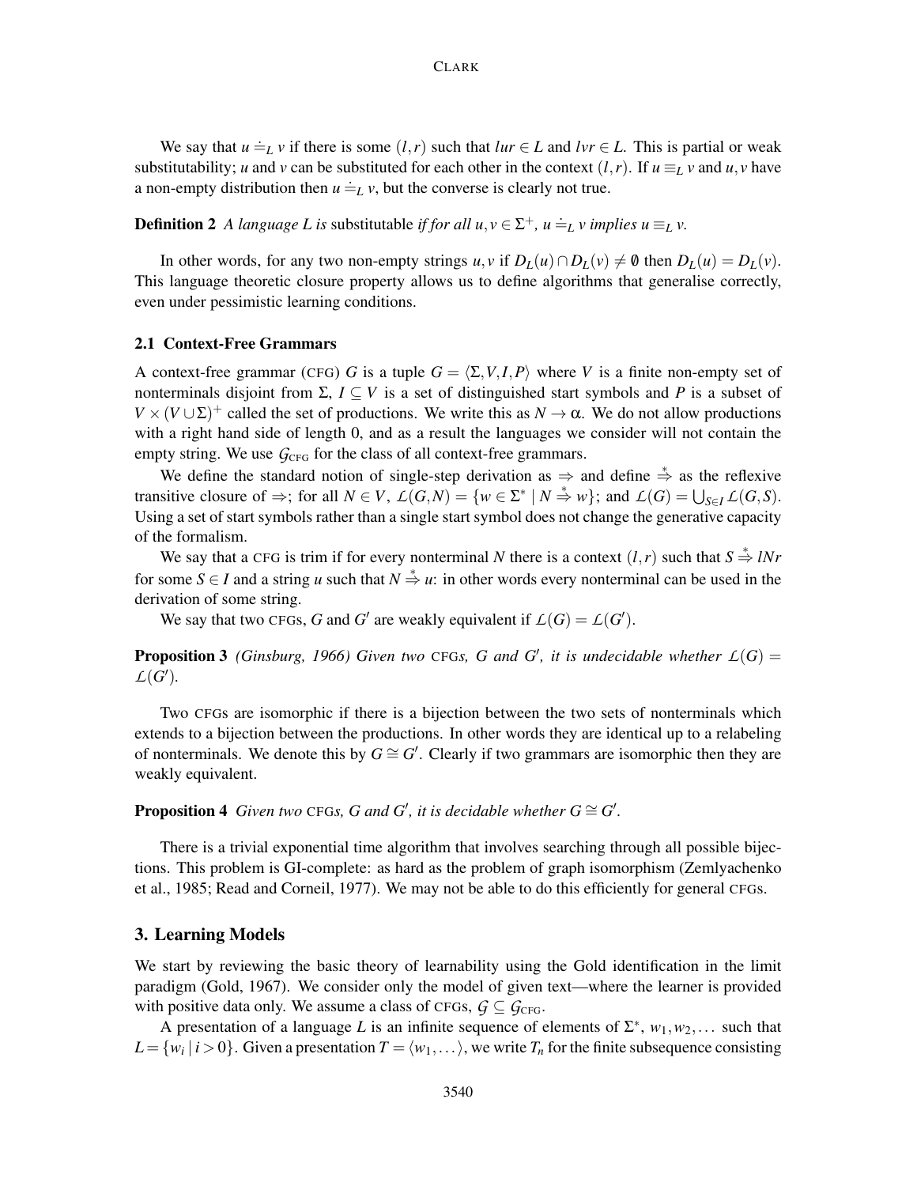We say that $u \doteq_L v$ if there is some $(l,r)$ such that $lur \in L$ and $lvr \in L$. This is partial or weak substitutability; $u$ and $v$ can be substituted for each other in the context $(l,r)$. If $u \equiv_L v$ and $u, v$ have a non-empty distribution then $u \doteq_L v$, but the converse is clearly not true.

**Definition 2** *A language $L$ is* substitutable *if for all $u, v \in \Sigma^+$, $u \doteq_L v$ implies $u \equiv_L v$.*

In other words, for any two non-empty strings $u, v$ if $D_L(u) \cap D_L(v) \neq \emptyset$ then $D_L(u) = D_L(v)$. This language theoretic closure property allows us to define algorithms that generalise correctly, even under pessimistic learning conditions.

### 2.1 Context-Free Grammars

A context-free grammar (CFG) $G$ is a tuple $G = \langle \Sigma, V, I, P \rangle$ where $V$ is a finite non-empty set of nonterminals disjoint from $\Sigma$, $I \subseteq V$ is a set of distinguished start symbols and $P$ is a subset of $V \times (V \cup \Sigma)^+$ called the set of productions. We write this as $N \to \alpha$. We do not allow productions with a right hand side of length 0, and as a result the languages we consider will not contain the empty string. We use $\mathcal{G}_{\text{CFG}}$ for the class of all context-free grammars.

We define the standard notion of single-step derivation as $\Rightarrow$ and define $\overset{*}{\Rightarrow}$ as the reflexive transitive closure of $\Rightarrow$; for all $N \in V$, $\mathcal{L}(G,N) = \{w \in \Sigma^* \mid N \overset{*}{\Rightarrow} w\}$; and $\mathcal{L}(G) = \bigcup_{S \in I} \mathcal{L}(G,S)$. Using a set of start symbols rather than a single start symbol does not change the generative capacity of the formalism.

We say that a CFG is trim if for every nonterminal $N$ there is a context $(l,r)$ such that $S \overset{*}{\Rightarrow} lNr$ for some $S \in I$ and a string $u$ such that $N \overset{*}{\Rightarrow} u$: in other words every nonterminal can be used in the derivation of some string.

We say that two CFGs, $G$ and $G'$ are weakly equivalent if $\mathcal{L}(G) = \mathcal{L}(G')$.

**Proposition 3** *(Ginsburg, 1966) Given two* CFG*s, $G$ and $G'$, it is undecidable whether $\mathcal{L}(G) = \mathcal{L}(G')$.*

Two CFGs are isomorphic if there is a bijection between the two sets of nonterminals which extends to a bijection between the productions. In other words they are identical up to a relabeling of nonterminals. We denote this by $G \cong G'$. Clearly if two grammars are isomorphic then they are weakly equivalent.

**Proposition 4** *Given two* CFG*s, $G$ and $G'$, it is decidable whether $G \cong G'$.*

There is a trivial exponential time algorithm that involves searching through all possible bijections. This problem is GI-complete: as hard as the problem of graph isomorphism (Zemlyachenko et al., 1985; Read and Corneil, 1977). We may not be able to do this efficiently for general CFGs.

## 3. Learning Models

We start by reviewing the basic theory of learnability using the Gold identification in the limit paradigm (Gold, 1967). We consider only the model of given text—where the learner is provided with positive data only. We assume a class of CFGs, $\mathcal{G} \subseteq \mathcal{G}_{\text{CFG}}$.

A presentation of a language $L$ is an infinite sequence of elements of $\Sigma^*$, $w_1, w_2, \ldots$ such that $L = \{w_i \mid i > 0\}$. Given a presentation $T = \langle w_1, \ldots \rangle$, we write $T_n$ for the finite subsequence consisting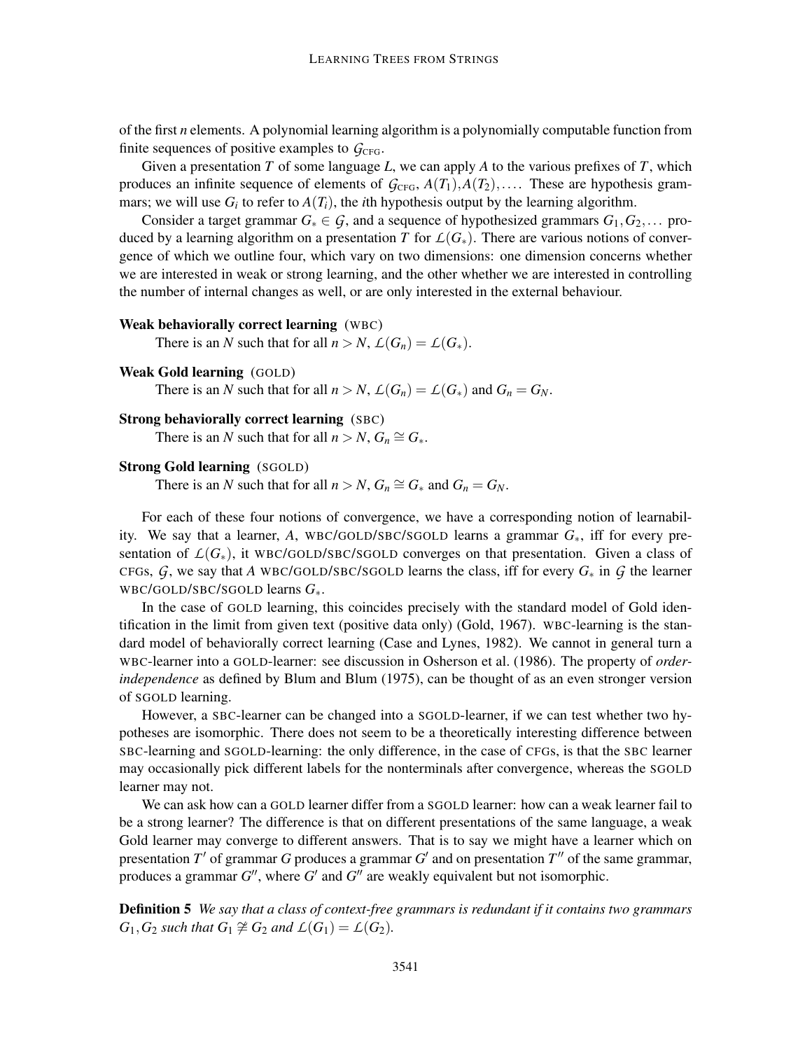of the first *n* elements. A polynomial learning algorithm is a polynomially computable function from finite sequences of positive examples to $\mathcal{G}_{\text{CFG}}$.

Given a presentation $T$ of some language $L$, we can apply $A$ to the various prefixes of $T$, which produces an infinite sequence of elements of $\mathcal{G}_{\text{CFG}}$, $A(T_1), A(T_2), \ldots$. These are hypothesis grammars; we will use $G_i$ to refer to $A(T_i)$, the $i$th hypothesis output by the learning algorithm.

Consider a target grammar $G_* \in \mathcal{G}$, and a sequence of hypothesized grammars $G_1, G_2, \ldots$ produced by a learning algorithm on a presentation $T$ for $\mathcal{L}(G_*)$. There are various notions of convergence of which we outline four, which vary on two dimensions: one dimension concerns whether we are interested in weak or strong learning, and the other whether we are interested in controlling the number of internal changes as well, or are only interested in the external behaviour.

**Weak behaviorally correct learning** (WBC)
There is an $N$ such that for all $n > N$, $\mathcal{L}(G_n) = \mathcal{L}(G_*)$.

**Weak Gold learning** (GOLD)
There is an $N$ such that for all $n > N$, $\mathcal{L}(G_n) = \mathcal{L}(G_*)$ and $G_n = G_N$.

**Strong behaviorally correct learning** (SBC)
There is an $N$ such that for all $n > N$, $G_n \cong G_*$.

**Strong Gold learning** (SGOLD)
There is an $N$ such that for all $n > N$, $G_n \cong G_*$ and $G_n = G_N$.

For each of these four notions of convergence, we have a corresponding notion of learnability. We say that a learner, $A$, WBC/GOLD/SBC/SGOLD learns a grammar $G_*$, iff for every presentation of $\mathcal{L}(G_*)$, it WBC/GOLD/SBC/SGOLD converges on that presentation. Given a class of CFGs, $\mathcal{G}$, we say that $A$ WBC/GOLD/SBC/SGOLD learns the class, iff for every $G_*$ in $\mathcal{G}$ the learner WBC/GOLD/SBC/SGOLD learns $G_*$.

In the case of GOLD learning, this coincides precisely with the standard model of Gold identification in the limit from given text (positive data only) (Gold, 1967). WBC-learning is the standard model of behaviorally correct learning (Case and Lynes, 1982). We cannot in general turn a WBC-learner into a GOLD-learner: see discussion in Osherson et al. (1986). The property of *order-independence* as defined by Blum and Blum (1975), can be thought of as an even stronger version of SGOLD learning.

However, a SBC-learner can be changed into a SGOLD-learner, if we can test whether two hypotheses are isomorphic. There does not seem to be a theoretically interesting difference between SBC-learning and SGOLD-learning: the only difference, in the case of CFGs, is that the SBC learner may occasionally pick different labels for the nonterminals after convergence, whereas the SGOLD learner may not.

We can ask how can a GOLD learner differ from a SGOLD learner: how can a weak learner fail to be a strong learner? The difference is that on different presentations of the same language, a weak Gold learner may converge to different answers. That is to say we might have a learner which on presentation $T'$ of grammar $G$ produces a grammar $G'$ and on presentation $T''$ of the same grammar, produces a grammar $G''$, where $G'$ and $G''$ are weakly equivalent but not isomorphic.

**Definition 5** *We say that a class of context-free grammars is redundant if it contains two grammars* $G_1, G_2$ *such that* $G_1 \ncong G_2$ *and* $\mathcal{L}(G_1) = \mathcal{L}(G_2)$.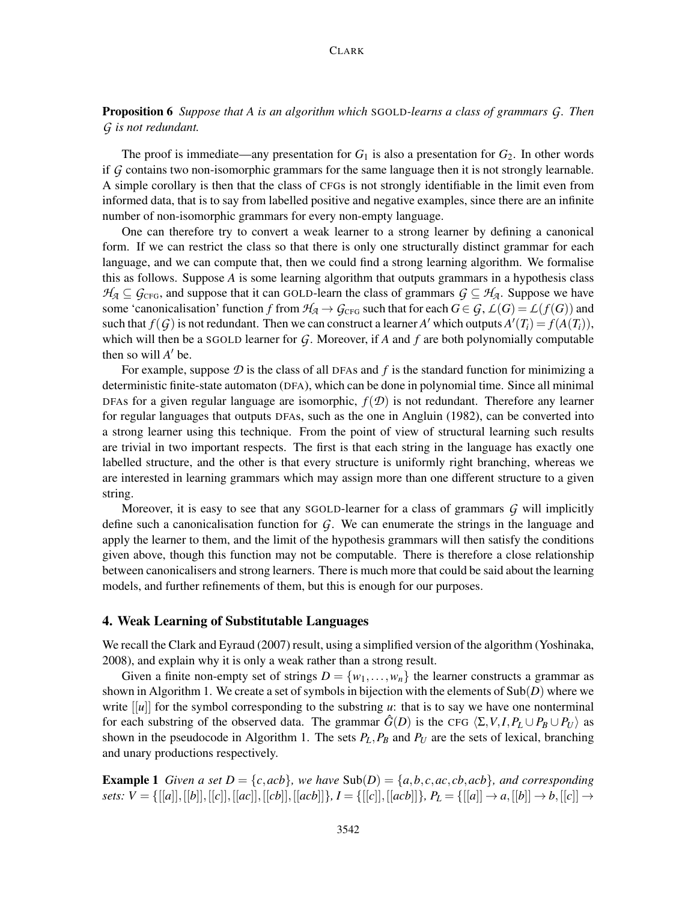**Proposition 6** *Suppose that $A$ is an algorithm which* SGOLD*-learns a class of grammars $\mathcal{G}$. Then $\mathcal{G}$ is not redundant.*

The proof is immediate—any presentation for $G_1$ is also a presentation for $G_2$. In other words if $\mathcal{G}$ contains two non-isomorphic grammars for the same language then it is not strongly learnable. A simple corollary is then that the class of CFGs is not strongly identifiable in the limit even from informed data, that is to say from labelled positive and negative examples, since there are an infinite number of non-isomorphic grammars for every non-empty language.

One can therefore try to convert a weak learner to a strong learner by defining a canonical form. If we can restrict the class so that there is only one structurally distinct grammar for each language, and we can compute that, then we could find a strong learning algorithm. We formalise this as follows. Suppose $A$ is some learning algorithm that outputs grammars in a hypothesis class $\mathcal{H}_{\mathcal{A}} \subseteq \mathcal{G}_{\text{CFG}}$, and suppose that it can GOLD-learn the class of grammars $\mathcal{G} \subseteq \mathcal{H}_{\mathcal{A}}$. Suppose we have some 'canonicalisation' function $f$ from $\mathcal{H}_{\mathcal{A}} \to \mathcal{G}_{\text{CFG}}$ such that for each $G \in \mathcal{G}$, $\mathcal{L}(G) = \mathcal{L}(f(G))$ and such that $f(\mathcal{G})$ is not redundant. Then we can construct a learner $A'$ which outputs $A'(T_i) = f(A(T_i))$, which will then be a SGOLD learner for $\mathcal{G}$. Moreover, if $A$ and $f$ are both polynomially computable then so will $A'$ be.

For example, suppose $\mathcal{D}$ is the class of all DFAs and $f$ is the standard function for minimizing a deterministic finite-state automaton (DFA), which can be done in polynomial time. Since all minimal DFAs for a given regular language are isomorphic, $f(\mathcal{D})$ is not redundant. Therefore any learner for regular languages that outputs DFAs, such as the one in Angluin (1982), can be converted into a strong learner using this technique. From the point of view of structural learning such results are trivial in two important respects. The first is that each string in the language has exactly one labelled structure, and the other is that every structure is uniformly right branching, whereas we are interested in learning grammars which may assign more than one different structure to a given string.

Moreover, it is easy to see that any SGOLD-learner for a class of grammars $\mathcal{G}$ will implicitly define such a canonicalisation function for $\mathcal{G}$. We can enumerate the strings in the language and apply the learner to them, and the limit of the hypothesis grammars will then satisfy the conditions given above, though this function may not be computable. There is therefore a close relationship between canonicalisers and strong learners. There is much more that could be said about the learning models, and further refinements of them, but this is enough for our purposes.

## 4. Weak Learning of Substitutable Languages

We recall the Clark and Eyraud (2007) result, using a simplified version of the algorithm (Yoshinaka, 2008), and explain why it is only a weak rather than a strong result.

Given a finite non-empty set of strings $D = \{w_1, \ldots, w_n\}$ the learner constructs a grammar as shown in Algorithm 1. We create a set of symbols in bijection with the elements of $\text{Sub}(D)$ where we write $[[u]]$ for the symbol corresponding to the substring $u$: that is to say we have one nonterminal for each substring of the observed data. The grammar $\hat{G}(D)$ is the CFG $\langle \Sigma, V, I, P_L \cup P_B \cup P_U \rangle$ as shown in the pseudocode in Algorithm 1. The sets $P_L, P_B$ and $P_U$ are the sets of lexical, branching and unary productions respectively.

**Example 1** *Given a set $D = \{c, acb\}$, we have $\text{Sub}(D) = \{a, b, c, ac, cb, acb\}$, and corresponding sets: $V = \{[[a]], [[b]], [[c]], [[ac]], [[cb]], [[acb]]\}$, $I = \{[[c]], [[acb]]\}$, $P_L = \{[[a]] \to a, [[b]] \to b, [[c]] \to$*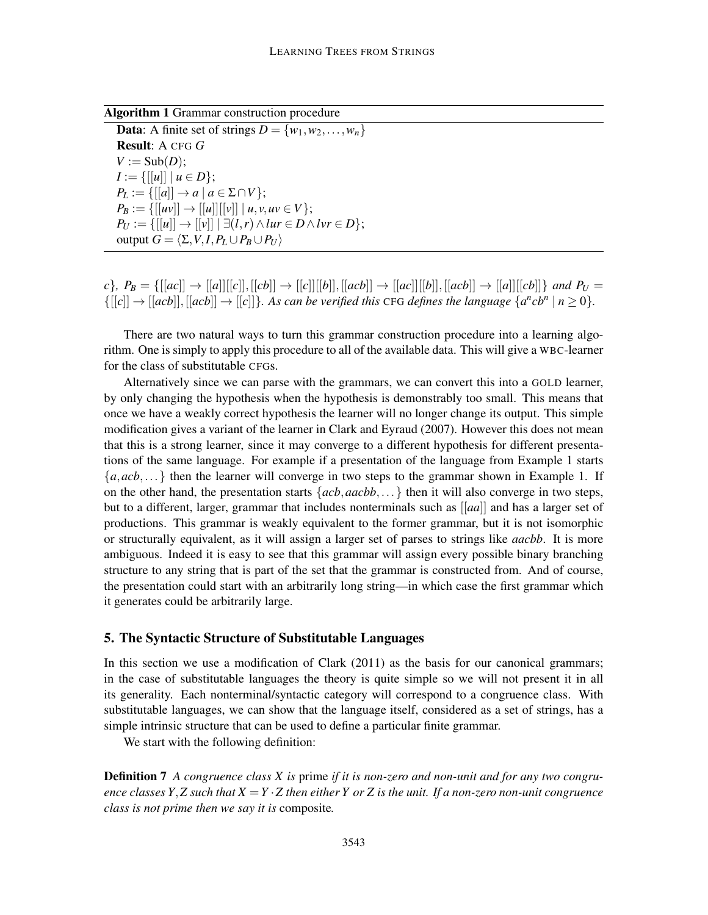**Algorithm 1** Grammar construction procedure

**Data**: A finite set of strings $D = \{w_1, w_2, \dots, w_n\}$
**Result**: A CFG $G$
$V := \mathrm{Sub}(D)$;
$I := \{[[u]] \mid u \in D\}$;
$P_L := \{[[a]] \to a \mid a \in \Sigma \cap V\}$;
$P_B := \{[[uv]] \to [[u]][[v]] \mid u, v, uv \in V\}$;
$P_U := \{[[u]] \to [[v]] \mid \exists(l,r) \wedge lur \in D \wedge lvr \in D\}$;
output $G = \langle \Sigma, V, I, P_L \cup P_B \cup P_U \rangle$

$c\}$, $P_B = \{[[ac]] \to [[a]][[c]], [[cb]] \to [[c]][[b]], [[acb]] \to [[ac]][[b]], [[acb]] \to [[a]][[cb]]\}$ *and* $P_U = \{[[c]] \to [[acb]], [[acb]] \to [[c]]\}$. *As can be verified this* CFG *defines the language* $\{a^n cb^n \mid n \geq 0\}$.

There are two natural ways to turn this grammar construction procedure into a learning algorithm. One is simply to apply this procedure to all of the available data. This will give a WBC-learner for the class of substitutable CFGs.

Alternatively since we can parse with the grammars, we can convert this into a GOLD learner, by only changing the hypothesis when the hypothesis is demonstrably too small. This means that once we have a weakly correct hypothesis the learner will no longer change its output. This simple modification gives a variant of the learner in Clark and Eyraud (2007). However this does not mean that this is a strong learner, since it may converge to a different hypothesis for different presentations of the same language. For example if a presentation of the language from Example 1 starts $\{a, acb, \dots\}$ then the learner will converge in two steps to the grammar shown in Example 1. If on the other hand, the presentation starts $\{acb, aacbb, \dots\}$ then it will also converge in two steps, but to a different, larger, grammar that includes nonterminals such as $[[aa]]$ and has a larger set of productions. This grammar is weakly equivalent to the former grammar, but it is not isomorphic or structurally equivalent, as it will assign a larger set of parses to strings like *aacbb*. It is more ambiguous. Indeed it is easy to see that this grammar will assign every possible binary branching structure to any string that is part of the set that the grammar is constructed from. And of course, the presentation could start with an arbitrarily long string—in which case the first grammar which it generates could be arbitrarily large.

## 5. The Syntactic Structure of Substitutable Languages

In this section we use a modification of Clark (2011) as the basis for our canonical grammars; in the case of substitutable languages the theory is quite simple so we will not present it in all its generality. Each nonterminal/syntactic category will correspond to a congruence class. With substitutable languages, we can show that the language itself, considered as a set of strings, has a simple intrinsic structure that can be used to define a particular finite grammar.

We start with the following definition:

**Definition 7** *A congruence class $X$ is* prime *if it is non-zero and non-unit and for any two congruence classes $Y, Z$ such that $X = Y \cdot Z$ then either $Y$ or $Z$ is the unit. If a non-zero non-unit congruence class is not prime then we say it is* composite*.*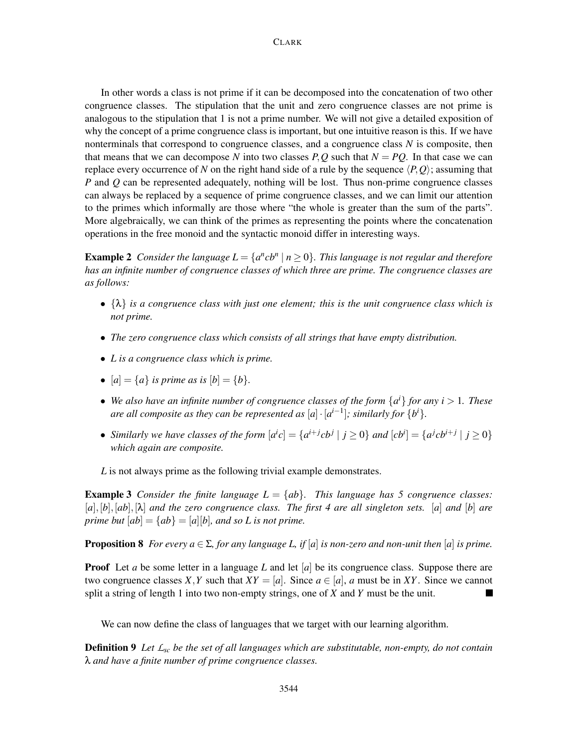In other words a class is not prime if it can be decomposed into the concatenation of two other congruence classes. The stipulation that the unit and zero congruence classes are not prime is analogous to the stipulation that 1 is not a prime number. We will not give a detailed exposition of why the concept of a prime congruence class is important, but one intuitive reason is this. If we have nonterminals that correspond to congruence classes, and a congruence class $N$ is composite, then that means that we can decompose $N$ into two classes $P, Q$ such that $N = PQ$. In that case we can replace every occurrence of $N$ on the right hand side of a rule by the sequence $\langle P, Q \rangle$; assuming that $P$ and $Q$ can be represented adequately, nothing will be lost. Thus non-prime congruence classes can always be replaced by a sequence of prime congruence classes, and we can limit our attention to the primes which informally are those where "the whole is greater than the sum of the parts". More algebraically, we can think of the primes as representing the points where the concatenation operations in the free monoid and the syntactic monoid differ in interesting ways.

**Example 2** *Consider the language $L = \{a^n c b^n \mid n \geq 0\}$. This language is not regular and therefore has an infinite number of congruence classes of which three are prime. The congruence classes are as follows:*

- *$\{\lambda\}$ is a congruence class with just one element; this is the unit congruence class which is not prime.*
- *The zero congruence class which consists of all strings that have empty distribution.*
- *$L$ is a congruence class which is prime.*
- *$[a] = \{a\}$ is prime as is $[b] = \{b\}$.*
- *We also have an infinite number of congruence classes of the form $\{a^i\}$ for any $i > 1$. These are all composite as they can be represented as $[a] \cdot [a^{i-1}]$; similarly for $\{b^i\}$.*
- *Similarly we have classes of the form $[a^i c] = \{a^{i+j} c b^j \mid j \geq 0\}$ and $[cb^i] = \{a^j c b^{i+j} \mid j \geq 0\}$ which again are composite.*

$L$ is not always prime as the following trivial example demonstrates.

**Example 3** *Consider the finite language $L = \{ab\}$. This language has 5 congruence classes: $[a], [b], [ab], [\lambda]$ and the zero congruence class. The first 4 are all singleton sets. $[a]$ and $[b]$ are prime but $[ab] = \{ab\} = [a][b]$, and so $L$ is not prime.*

**Proposition 8** *For every $a \in \Sigma$, for any language $L$, if $[a]$ is non-zero and non-unit then $[a]$ is prime.*

**Proof** Let $a$ be some letter in a language $L$ and let $[a]$ be its congruence class. Suppose there are two congruence classes $X, Y$ such that $XY = [a]$. Since $a \in [a]$, $a$ must be in $XY$. Since we cannot split a string of length 1 into two non-empty strings, one of $X$ and $Y$ must be the unit. ■

We can now define the class of languages that we target with our learning algorithm.

**Definition 9** *Let $\mathcal{L}_{sc}$ be the set of all languages which are substitutable, non-empty, do not contain $\lambda$ and have a finite number of prime congruence classes.*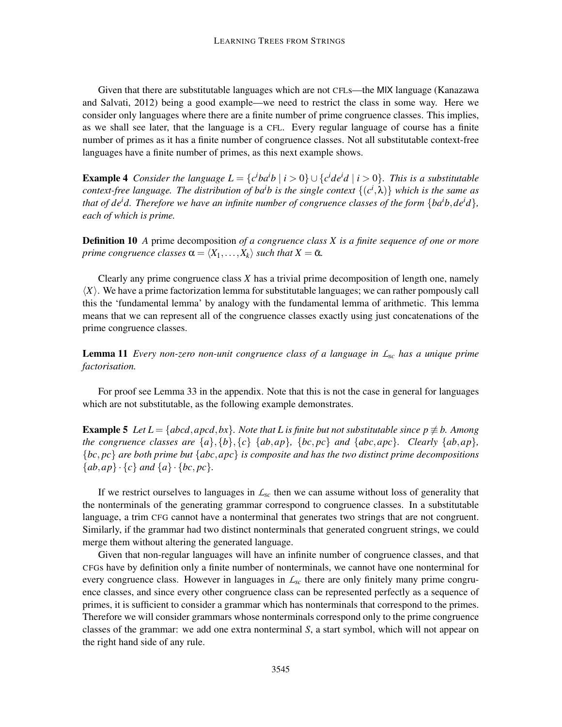Given that there are substitutable languages which are not CFLs—the MIX language (Kanazawa and Salvati, 2012) being a good example—we need to restrict the class in some way. Here we consider only languages where there are a finite number of prime congruence classes. This implies, as we shall see later, that the language is a CFL. Every regular language of course has a finite number of primes as it has a finite number of congruence classes. Not all substitutable context-free languages have a finite number of primes, as this next example shows.

**Example 4** *Consider the language $L = \{c^i b a^i b \mid i > 0\} \cup \{c^i d e^i d \mid i > 0\}$. This is a substitutable context-free language. The distribution of $ba^i b$ is the single context $\{(c^i, \lambda)\}$ which is the same as that of $de^i d$. Therefore we have an infinite number of congruence classes of the form $\{ba^i b, de^i d\}$, each of which is prime.*

**Definition 10** *A* prime decomposition *of a congruence class $X$ is a finite sequence of one or more prime congruence classes $\alpha = \langle X_1, \ldots, X_k \rangle$ such that $X = \bar{\alpha}$.*

Clearly any prime congruence class $X$ has a trivial prime decomposition of length one, namely $\langle X \rangle$. We have a prime factorization lemma for substitutable languages; we can rather pompously call this the 'fundamental lemma' by analogy with the fundamental lemma of arithmetic. This lemma means that we can represent all of the congruence classes exactly using just concatenations of the prime congruence classes.

**Lemma 11** *Every non-zero non-unit congruence class of a language in $\mathcal{L}_{sc}$ has a unique prime factorisation.*

For proof see Lemma 33 in the appendix. Note that this is not the case in general for languages which are not substitutable, as the following example demonstrates.

**Example 5** *Let $L = \{abcd, apcd, bx\}$. Note that $L$ is finite but not substitutable since $p \not\equiv b$. Among the congruence classes are $\{a\}, \{b\}, \{c\}$ $\{ab, ap\}$, $\{bc, pc\}$ and $\{abc, apc\}$. Clearly $\{ab, ap\}$, $\{bc, pc\}$ are both prime but $\{abc, apc\}$ is composite and has the two distinct prime decompositions $\{ab, ap\} \cdot \{c\}$ and $\{a\} \cdot \{bc, pc\}$.*

If we restrict ourselves to languages in $\mathcal{L}_{sc}$ then we can assume without loss of generality that the nonterminals of the generating grammar correspond to congruence classes. In a substitutable language, a trim CFG cannot have a nonterminal that generates two strings that are not congruent. Similarly, if the grammar had two distinct nonterminals that generated congruent strings, we could merge them without altering the generated language.

Given that non-regular languages will have an infinite number of congruence classes, and that CFGs have by definition only a finite number of nonterminals, we cannot have one nonterminal for every congruence class. However in languages in $\mathcal{L}_{sc}$ there are only finitely many prime congruence classes, and since every other congruence class can be represented perfectly as a sequence of primes, it is sufficient to consider a grammar which has nonterminals that correspond to the primes. Therefore we will consider grammars whose nonterminals correspond only to the prime congruence classes of the grammar: we add one extra nonterminal $S$, a start symbol, which will not appear on the right hand side of any rule.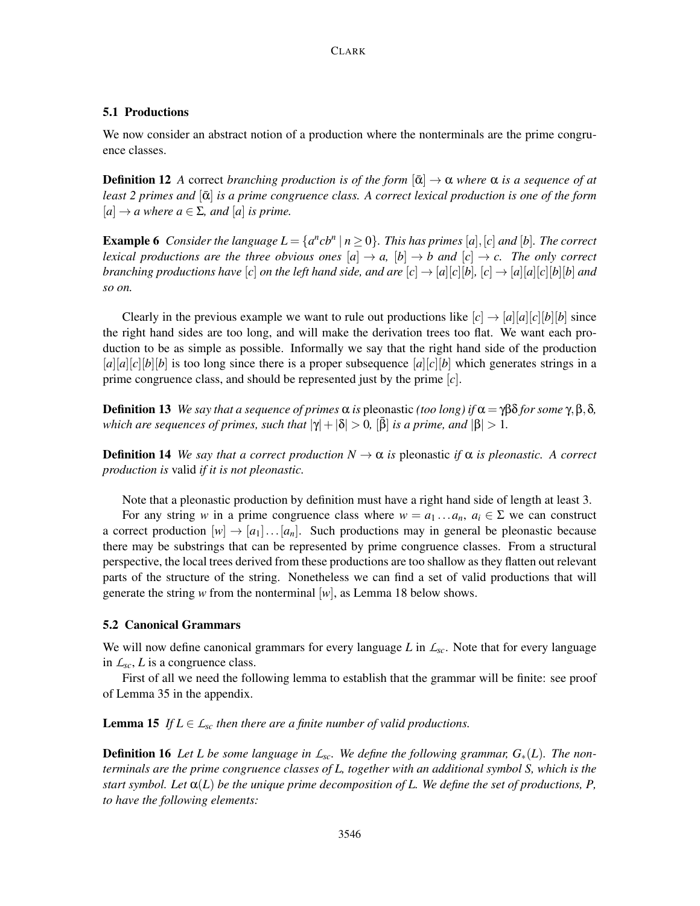### 5.1 Productions

We now consider an abstract notion of a production where the nonterminals are the prime congruence classes.

**Definition 12** *A* correct *branching production is of the form $[\bar{\alpha}] \to \alpha$ where $\alpha$ is a sequence of at least 2 primes and $[\bar{\alpha}]$ is a prime congruence class. A correct lexical production is one of the form $[a] \to a$ where $a \in \Sigma$, and $[a]$ is prime.*

**Example 6** *Consider the language $L = \{a^n c b^n \mid n \geq 0\}$. This has primes $[a], [c]$ and $[b]$. The correct lexical productions are the three obvious ones $[a] \to a$, $[b] \to b$ and $[c] \to c$. The only correct branching productions have $[c]$ on the left hand side, and are $[c] \to [a][c][b]$, $[c] \to [a][a][c][b][b]$ and so on.*

Clearly in the previous example we want to rule out productions like $[c] \to [a][a][c][b][b]$ since the right hand sides are too long, and will make the derivation trees too flat. We want each production to be as simple as possible. Informally we say that the right hand side of the production $[a][a][c][b][b]$ is too long since there is a proper subsequence $[a][c][b]$ which generates strings in a prime congruence class, and should be represented just by the prime $[c]$.

**Definition 13** *We say that a sequence of primes $\alpha$ is* pleonastic *(too long) if $\alpha = \gamma\beta\delta$ for some $\gamma, \beta, \delta$, which are sequences of primes, such that $|\gamma| + |\delta| > 0$, $[\bar{\beta}]$ is a prime, and $|\beta| > 1$.*

**Definition 14** *We say that a correct production $N \to \alpha$ is* pleonastic *if $\alpha$ is pleonastic. A correct production is* valid *if it is not pleonastic.*

Note that a pleonastic production by definition must have a right hand side of length at least 3.

For any string $w$ in a prime congruence class where $w = a_1 \dots a_n$, $a_i \in \Sigma$ we can construct a correct production $[w] \to [a_1] \dots [a_n]$. Such productions may in general be pleonastic because there may be substrings that can be represented by prime congruence classes. From a structural perspective, the local trees derived from these productions are too shallow as they flatten out relevant parts of the structure of the string. Nonetheless we can find a set of valid productions that will generate the string $w$ from the nonterminal $[w]$, as Lemma 18 below shows.

### 5.2 Canonical Grammars

We will now define canonical grammars for every language $L$ in $\mathcal{L}_{sc}$. Note that for every language in $\mathcal{L}_{sc}$, $L$ is a congruence class.

First of all we need the following lemma to establish that the grammar will be finite: see proof of Lemma 35 in the appendix.

**Lemma 15** *If $L \in \mathcal{L}_{sc}$ then there are a finite number of valid productions.*

**Definition 16** *Let $L$ be some language in $\mathcal{L}_{sc}$. We define the following grammar, $G_*(L)$. The nonterminals are the prime congruence classes of $L$, together with an additional symbol $S$, which is the start symbol. Let $\alpha(L)$ be the unique prime decomposition of $L$. We define the set of productions, $P$, to have the following elements:*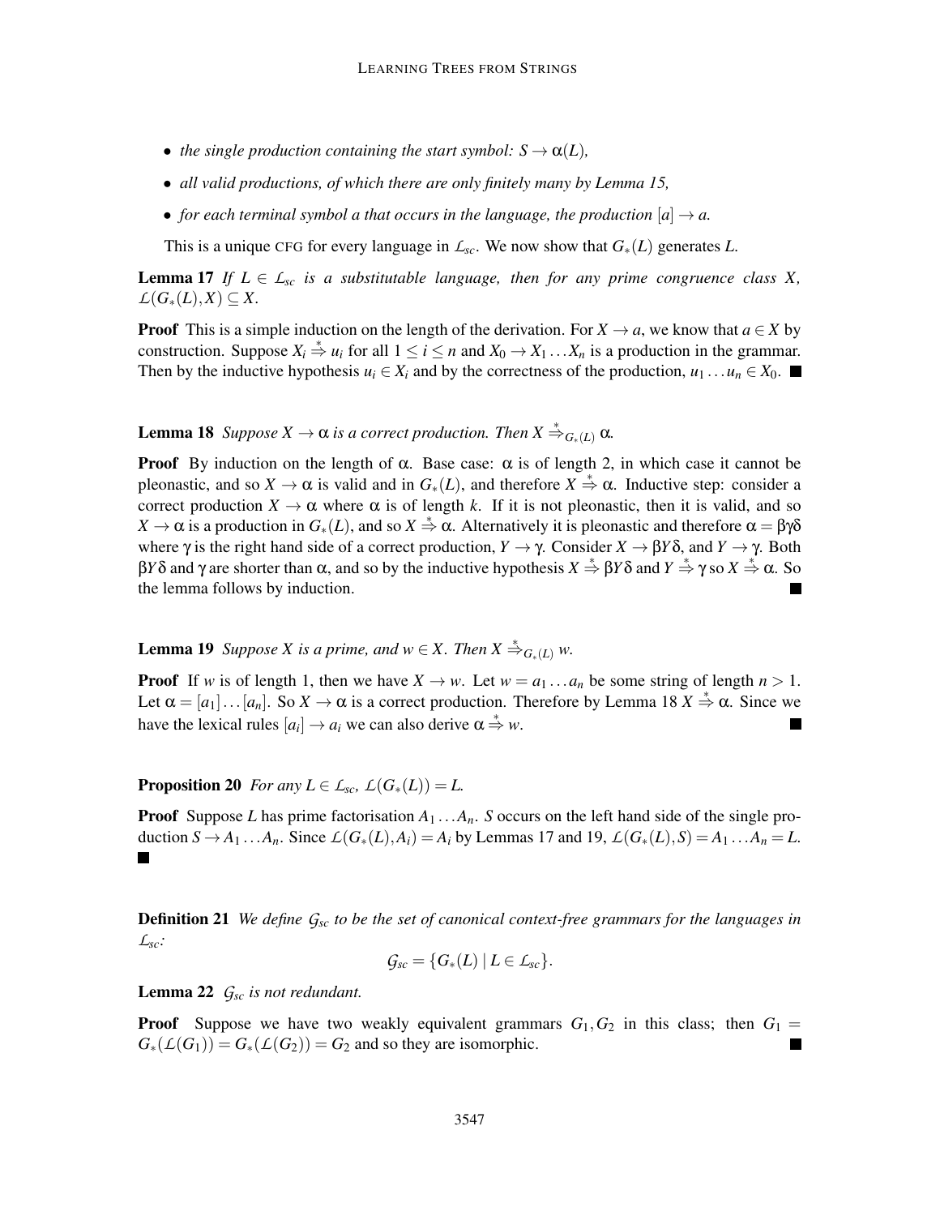- *the single production containing the start symbol: $S \to \alpha(L)$,*
- *all valid productions, of which there are only finitely many by Lemma 15,*
- *for each terminal symbol $a$ that occurs in the language, the production $[a] \to a$.*

This is a unique CFG for every language in $\mathcal{L}_{sc}$. We now show that $G_*(L)$ generates $L$.

**Lemma 17** *If $L \in \mathcal{L}_{sc}$ is a substitutable language, then for any prime congruence class $X$, $\mathcal{L}(G_*(L), X) \subseteq X$.*

**Proof** This is a simple induction on the length of the derivation. For $X \to a$, we know that $a \in X$ by construction. Suppose $X_i \overset{*}{\Rightarrow} u_i$ for all $1 \leq i \leq n$ and $X_0 \to X_1 \ldots X_n$ is a production in the grammar. Then by the inductive hypothesis $u_i \in X_i$ and by the correctness of the production, $u_1 \ldots u_n \in X_0$. ■

**Lemma 18** *Suppose $X \to \alpha$ is a correct production. Then $X \overset{*}{\Rightarrow}_{G_*(L)} \alpha$.*

**Proof** By induction on the length of $\alpha$. Base case: $\alpha$ is of length 2, in which case it cannot be pleonastic, and so $X \to \alpha$ is valid and in $G_*(L)$, and therefore $X \overset{*}{\Rightarrow} \alpha$. Inductive step: consider a correct production $X \to \alpha$ where $\alpha$ is of length $k$. If it is not pleonastic, then it is valid, and so $X \to \alpha$ is a production in $G_*(L)$, and so $X \overset{*}{\Rightarrow} \alpha$. Alternatively it is pleonastic and therefore $\alpha = \beta\gamma\delta$ where $\gamma$ is the right hand side of a correct production, $Y \to \gamma$. Consider $X \to \beta Y \delta$, and $Y \to \gamma$. Both $\beta Y \delta$ and $\gamma$ are shorter than $\alpha$, and so by the inductive hypothesis $X \overset{*}{\Rightarrow} \beta Y \delta$ and $Y \overset{*}{\Rightarrow} \gamma$ so $X \overset{*}{\Rightarrow} \alpha$. So the lemma follows by induction. ■

**Lemma 19** *Suppose $X$ is a prime, and $w \in X$. Then $X \overset{*}{\Rightarrow}_{G_*(L)} w$.*

**Proof** If $w$ is of length 1, then we have $X \to w$. Let $w = a_1 \ldots a_n$ be some string of length $n > 1$. Let $\alpha = [a_1] \ldots [a_n]$. So $X \to \alpha$ is a correct production. Therefore by Lemma 18 $X \overset{*}{\Rightarrow} \alpha$. Since we have the lexical rules $[a_i] \to a_i$ we can also derive $\alpha \overset{*}{\Rightarrow} w$. ■

**Proposition 20** *For any $L \in \mathcal{L}_{sc}$, $\mathcal{L}(G_*(L)) = L$.*

**Proof** Suppose $L$ has prime factorisation $A_1 \ldots A_n$. $S$ occurs on the left hand side of the single production $S \to A_1 \ldots A_n$. Since $\mathcal{L}(G_*(L), A_i) = A_i$ by Lemmas 17 and 19, $\mathcal{L}(G_*(L), S) = A_1 \ldots A_n = L$. ■

**Definition 21** *We define $\mathcal{G}_{sc}$ to be the set of canonical context-free grammars for the languages in $\mathcal{L}_{sc}$:*

$$\mathcal{G}_{sc} = \{G_*(L) \mid L \in \mathcal{L}_{sc}\}.$$

**Lemma 22** *$\mathcal{G}_{sc}$ is not redundant.*

**Proof** Suppose we have two weakly equivalent grammars $G_1, G_2$ in this class; then $G_1 = G_*(\mathcal{L}(G_1)) = G_*(\mathcal{L}(G_2)) = G_2$ and so they are isomorphic. ■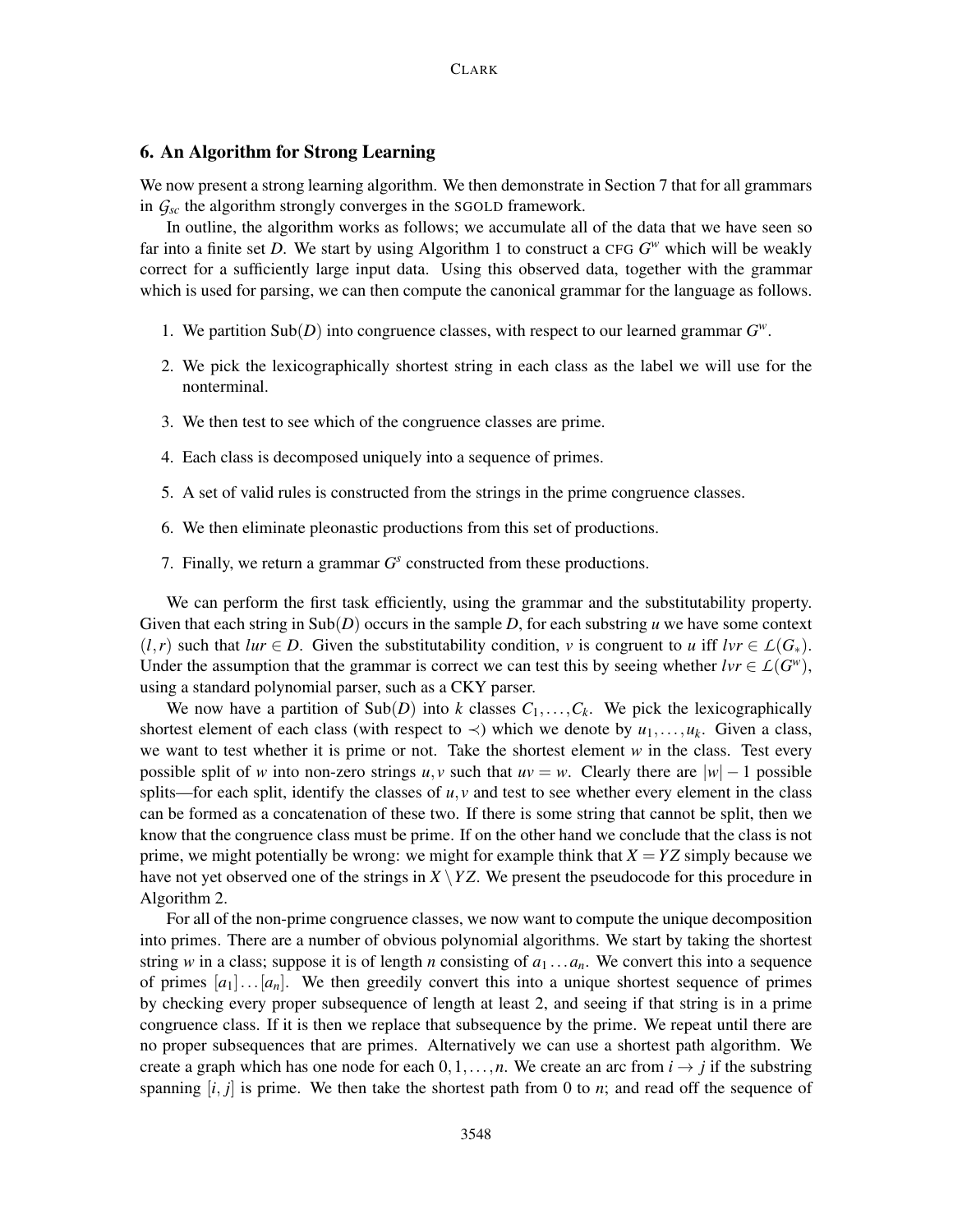## 6. An Algorithm for Strong Learning

We now present a strong learning algorithm. We then demonstrate in Section 7 that for all grammars in $\mathcal{G}_{sc}$ the algorithm strongly converges in the SGOLD framework.

In outline, the algorithm works as follows; we accumulate all of the data that we have seen so far into a finite set $D$. We start by using Algorithm 1 to construct a CFG $G^w$ which will be weakly correct for a sufficiently large input data. Using this observed data, together with the grammar which is used for parsing, we can then compute the canonical grammar for the language as follows.

1. We partition $\text{Sub}(D)$ into congruence classes, with respect to our learned grammar $G^w$.
2. We pick the lexicographically shortest string in each class as the label we will use for the nonterminal.
3. We then test to see which of the congruence classes are prime.
4. Each class is decomposed uniquely into a sequence of primes.
5. A set of valid rules is constructed from the strings in the prime congruence classes.
6. We then eliminate pleonastic productions from this set of productions.
7. Finally, we return a grammar $G^s$ constructed from these productions.

We can perform the first task efficiently, using the grammar and the substitutability property. Given that each string in $\text{Sub}(D)$ occurs in the sample $D$, for each substring $u$ we have some context $(l,r)$ such that $lur \in D$. Given the substitutability condition, $v$ is congruent to $u$ iff $lvr \in \mathcal{L}(G_*)$. Under the assumption that the grammar is correct we can test this by seeing whether $lvr \in \mathcal{L}(G^w)$, using a standard polynomial parser, such as a CKY parser.

We now have a partition of $\text{Sub}(D)$ into $k$ classes $C_1,\ldots,C_k$. We pick the lexicographically shortest element of each class (with respect to $\prec$) which we denote by $u_1,\ldots,u_k$. Given a class, we want to test whether it is prime or not. Take the shortest element $w$ in the class. Test every possible split of $w$ into non-zero strings $u,v$ such that $uv = w$. Clearly there are $|w|-1$ possible splits—for each split, identify the classes of $u,v$ and test to see whether every element in the class can be formed as a concatenation of these two. If there is some string that cannot be split, then we know that the congruence class must be prime. If on the other hand we conclude that the class is not prime, we might potentially be wrong: we might for example think that $X = YZ$ simply because we have not yet observed one of the strings in $X \setminus YZ$. We present the pseudocode for this procedure in Algorithm 2.

For all of the non-prime congruence classes, we now want to compute the unique decomposition into primes. There are a number of obvious polynomial algorithms. We start by taking the shortest string $w$ in a class; suppose it is of length $n$ consisting of $a_1 \ldots a_n$. We convert this into a sequence of primes $[a_1]\ldots[a_n]$. We then greedily convert this into a unique shortest sequence of primes by checking every proper subsequence of length at least 2, and seeing if that string is in a prime congruence class. If it is then we replace that subsequence by the prime. We repeat until there are no proper subsequences that are primes. Alternatively we can use a shortest path algorithm. We create a graph which has one node for each $0,1,\ldots,n$. We create an arc from $i \to j$ if the substring spanning $[i,j]$ is prime. We then take the shortest path from 0 to $n$; and read off the sequence of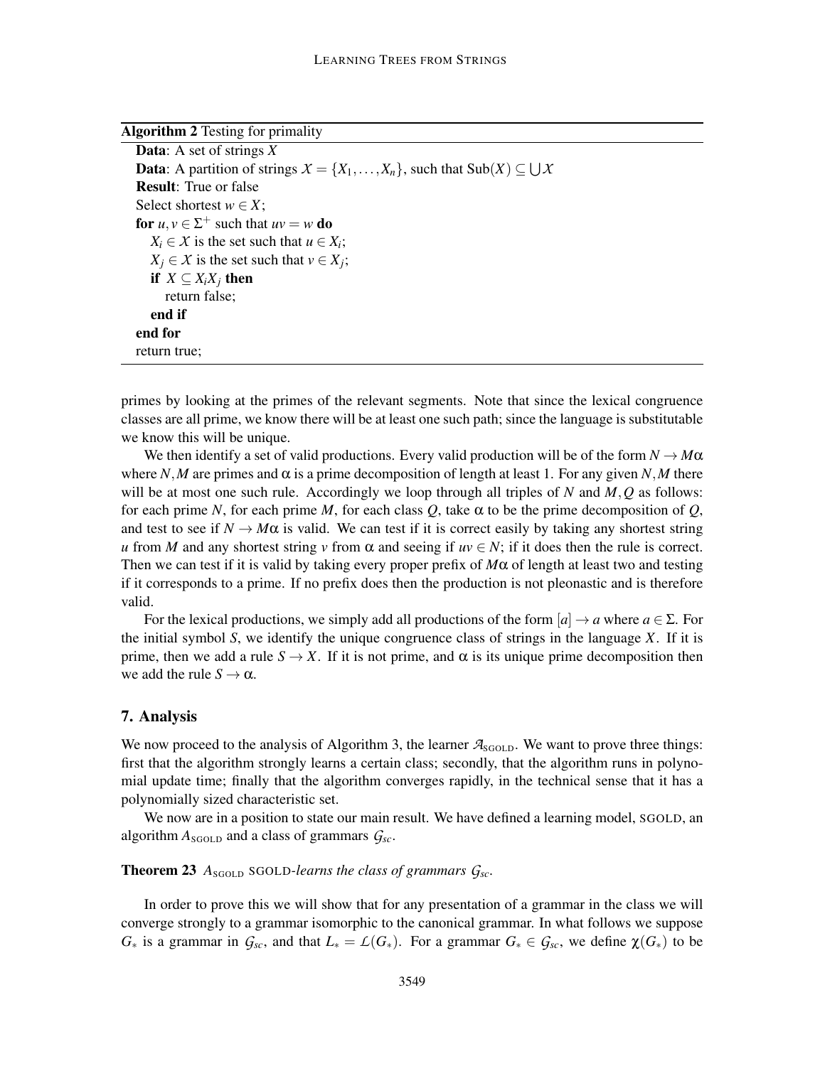**Algorithm 2** Testing for primality

```
Data: A set of strings X
Data: A partition of strings 𝒳 = {X_1, ..., X_n}, such that Sub(X) ⊆ ⋃𝒳
Result: True or false
Select shortest w ∈ X;
for u, v ∈ Σ⁺ such that uv = w do
    X_i ∈ 𝒳 is the set such that u ∈ X_i;
    X_j ∈ 𝒳 is the set such that v ∈ X_j;
    if X ⊆ X_i X_j then
        return false;
    end if
end for
return true;
```

primes by looking at the primes of the relevant segments. Note that since the lexical congruence classes are all prime, we know there will be at least one such path; since the language is substitutable we know this will be unique.

We then identify a set of valid productions. Every valid production will be of the form $N \to M\alpha$ where $N, M$ are primes and $\alpha$ is a prime decomposition of length at least 1. For any given $N, M$ there will be at most one such rule. Accordingly we loop through all triples of $N$ and $M, Q$ as follows: for each prime $N$, for each prime $M$, for each class $Q$, take $\alpha$ to be the prime decomposition of $Q$, and test to see if $N \to M\alpha$ is valid. We can test if it is correct easily by taking any shortest string $u$ from $M$ and any shortest string $v$ from $\alpha$ and seeing if $uv \in N$; if it does then the rule is correct. Then we can test if it is valid by taking every proper prefix of $M\alpha$ of length at least two and testing if it corresponds to a prime. If no prefix does then the production is not pleonastic and is therefore valid.

For the lexical productions, we simply add all productions of the form $[a] \to a$ where $a \in \Sigma$. For the initial symbol $S$, we identify the unique congruence class of strings in the language $X$. If it is prime, then we add a rule $S \to X$. If it is not prime, and $\alpha$ is its unique prime decomposition then we add the rule $S \to \alpha$.

## 7. Analysis

We now proceed to the analysis of Algorithm 3, the learner $\mathcal{A}_{\text{SGOLD}}$. We want to prove three things: first that the algorithm strongly learns a certain class; secondly, that the algorithm runs in polynomial update time; finally that the algorithm converges rapidly, in the technical sense that it has a polynomially sized characteristic set.

We now are in a position to state our main result. We have defined a learning model, SGOLD, an algorithm $A_{\text{SGOLD}}$ and a class of grammars $\mathcal{G}_{sc}$.

**Theorem 23** *$A_{\text{SGOLD}}$ SGOLD-learns the class of grammars $\mathcal{G}_{sc}$.*

In order to prove this we will show that for any presentation of a grammar in the class we will converge strongly to a grammar isomorphic to the canonical grammar. In what follows we suppose $G_*$ is a grammar in $\mathcal{G}_{sc}$, and that $L_* = \mathcal{L}(G_*)$. For a grammar $G_* \in \mathcal{G}_{sc}$, we define $\chi(G_*)$ to be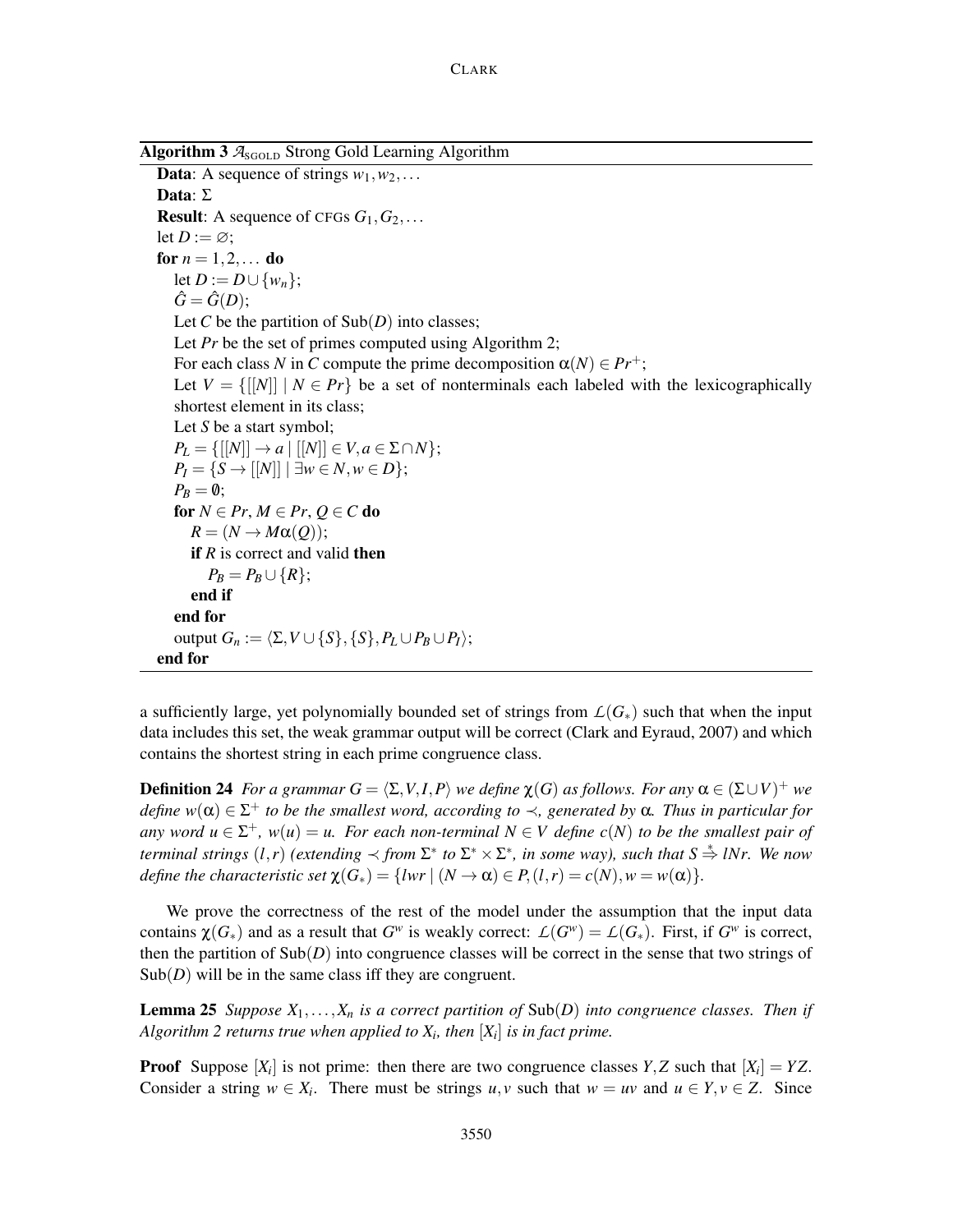**Algorithm 3** $\mathcal{A}_{\text{SGOLD}}$ Strong Gold Learning Algorithm

```
Data: A sequence of strings w_1, w_2, ...
Data: Σ
Result: A sequence of CFGs G_1, G_2, ...
let D := ∅;
for n = 1, 2, ... do
    let D := D ∪ {w_n};
    Ĝ = Ĝ(D);
    Let C be the partition of Sub(D) into classes;
    Let Pr be the set of primes computed using Algorithm 2;
    For each class N in C compute the prime decomposition α(N) ∈ Pr^+;
    Let V = {[[N]] | N ∈ Pr} be a set of nonterminals each labeled with the lexicographically
    shortest element in its class;
    Let S be a start symbol;
    P_L = {[[N]] → a | [[N]] ∈ V, a ∈ Σ ∩ N};
    P_I = {S → [[N]] | ∃w ∈ N, w ∈ D};
    P_B = ∅;
    for N ∈ Pr, M ∈ Pr, Q ∈ C do
        R = (N → Mα(Q));
        if R is correct and valid then
            P_B = P_B ∪ {R};
        end if
    end for
    output G_n := ⟨Σ, V ∪ {S}, {S}, P_L ∪ P_B ∪ P_I⟩;
end for
```

a sufficiently large, yet polynomially bounded set of strings from $\mathcal{L}(G_*)$ such that when the input data includes this set, the weak grammar output will be correct (Clark and Eyraud, 2007) and which contains the shortest string in each prime congruence class.

**Definition 24** *For a grammar $G = \langle \Sigma, V, I, P \rangle$ we define $\chi(G)$ as follows. For any $\alpha \in (\Sigma \cup V)^+$ we define $w(\alpha) \in \Sigma^+$ to be the smallest word, according to $\prec$, generated by $\alpha$. Thus in particular for any word $u \in \Sigma^+$, $w(u) = u$. For each non-terminal $N \in V$ define $c(N)$ to be the smallest pair of terminal strings $(l, r)$ (extending $\prec$ from $\Sigma^*$ to $\Sigma^* \times \Sigma^*$, in some way), such that $S \overset{*}{\Rightarrow} lNr$. We now define the characteristic set $\chi(G_*) = \{lwr \mid (N \to \alpha) \in P, (l, r) = c(N), w = w(\alpha)\}$.*

We prove the correctness of the rest of the model under the assumption that the input data contains $\chi(G_*)$ and as a result that $G^w$ is weakly correct: $\mathcal{L}(G^w) = \mathcal{L}(G_*)$. First, if $G^w$ is correct, then the partition of $\text{Sub}(D)$ into congruence classes will be correct in the sense that two strings of $\text{Sub}(D)$ will be in the same class iff they are congruent.

**Lemma 25** *Suppose $X_1, \ldots, X_n$ is a correct partition of $\text{Sub}(D)$ into congruence classes. Then if Algorithm 2 returns true when applied to $X_i$, then $[X_i]$ is in fact prime.*

**Proof** Suppose $[X_i]$ is not prime: then there are two congruence classes $Y, Z$ such that $[X_i] = YZ$. Consider a string $w \in X_i$. There must be strings $u, v$ such that $w = uv$ and $u \in Y, v \in Z$. Since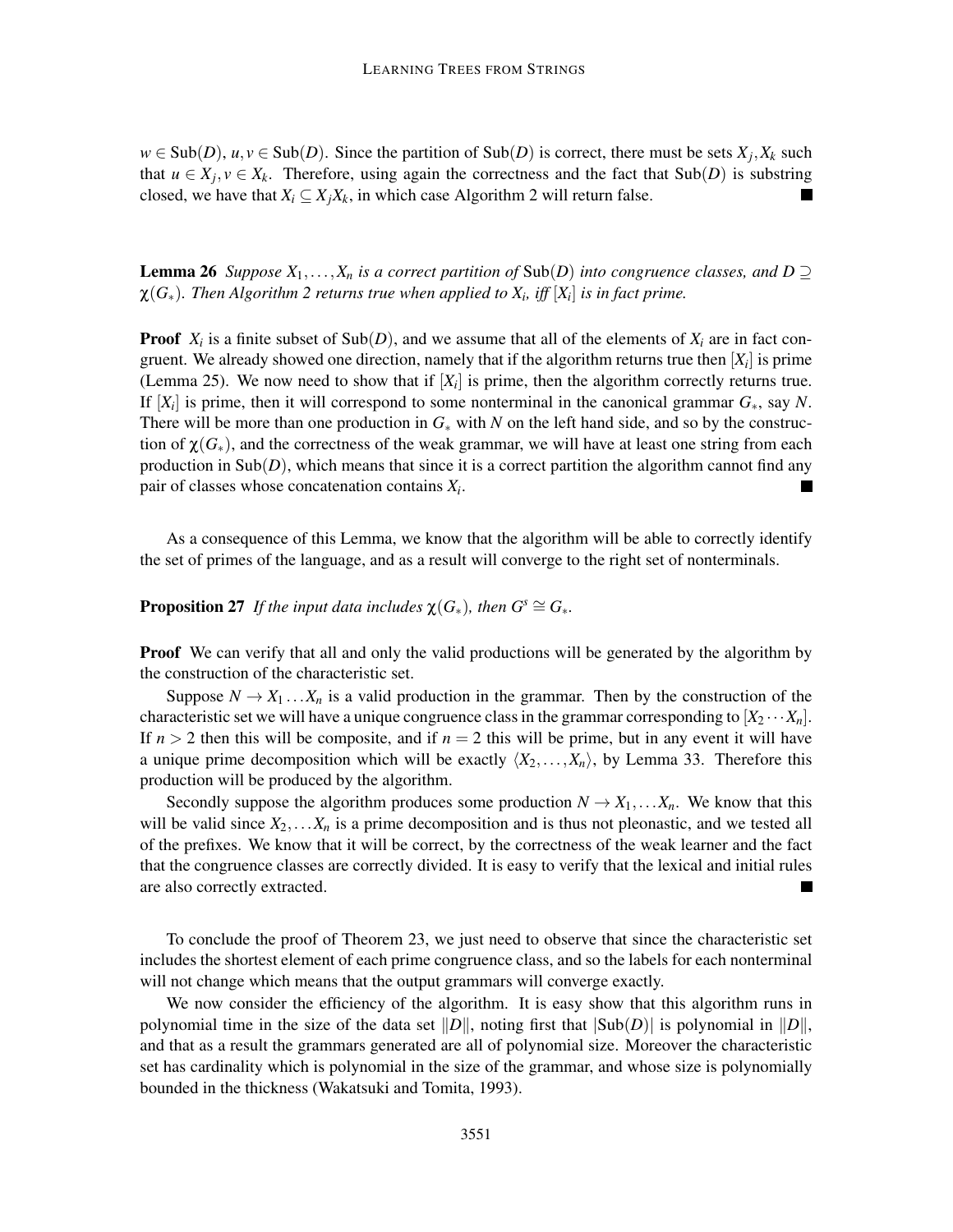$w \in \text{Sub}(D)$, $u, v \in \text{Sub}(D)$. Since the partition of $\text{Sub}(D)$ is correct, there must be sets $X_j, X_k$ such that $u \in X_j, v \in X_k$. Therefore, using again the correctness and the fact that $\text{Sub}(D)$ is substring closed, we have that $X_i \subseteq X_j X_k$, in which case Algorithm 2 will return false. ∎

**Lemma 26** *Suppose $X_1, \ldots, X_n$ is a correct partition of $\text{Sub}(D)$ into congruence classes, and $D \supseteq \chi(G_*)$. Then Algorithm 2 returns true when applied to $X_i$, iff $[X_i]$ is in fact prime.*

**Proof** $X_i$ is a finite subset of $\text{Sub}(D)$, and we assume that all of the elements of $X_i$ are in fact congruent. We already showed one direction, namely that if the algorithm returns true then $[X_i]$ is prime (Lemma 25). We now need to show that if $[X_i]$ is prime, then the algorithm correctly returns true. If $[X_i]$ is prime, then it will correspond to some nonterminal in the canonical grammar $G_*$, say $N$. There will be more than one production in $G_*$ with $N$ on the left hand side, and so by the construction of $\chi(G_*)$, and the correctness of the weak grammar, we will have at least one string from each production in $\text{Sub}(D)$, which means that since it is a correct partition the algorithm cannot find any pair of classes whose concatenation contains $X_i$. ∎

As a consequence of this Lemma, we know that the algorithm will be able to correctly identify the set of primes of the language, and as a result will converge to the right set of nonterminals.

**Proposition 27** *If the input data includes $\chi(G_*)$, then $G^s \cong G_*$.*

**Proof** We can verify that all and only the valid productions will be generated by the algorithm by the construction of the characteristic set.

Suppose $N \to X_1 \ldots X_n$ is a valid production in the grammar. Then by the construction of the characteristic set we will have a unique congruence class in the grammar corresponding to $[X_2 \cdots X_n]$. If $n > 2$ then this will be composite, and if $n = 2$ this will be prime, but in any event it will have a unique prime decomposition which will be exactly $\langle X_2, \ldots, X_n \rangle$, by Lemma 33. Therefore this production will be produced by the algorithm.

Secondly suppose the algorithm produces some production $N \to X_1, \ldots X_n$. We know that this will be valid since $X_2, \ldots X_n$ is a prime decomposition and is thus not pleonastic, and we tested all of the prefixes. We know that it will be correct, by the correctness of the weak learner and the fact that the congruence classes are correctly divided. It is easy to verify that the lexical and initial rules are also correctly extracted. ∎

To conclude the proof of Theorem 23, we just need to observe that since the characteristic set includes the shortest element of each prime congruence class, and so the labels for each nonterminal will not change which means that the output grammars will converge exactly.

We now consider the efficiency of the algorithm. It is easy show that this algorithm runs in polynomial time in the size of the data set $\|D\|$, noting first that $|\text{Sub}(D)|$ is polynomial in $\|D\|$, and that as a result the grammars generated are all of polynomial size. Moreover the characteristic set has cardinality which is polynomial in the size of the grammar, and whose size is polynomially bounded in the thickness (Wakatsuki and Tomita, 1993).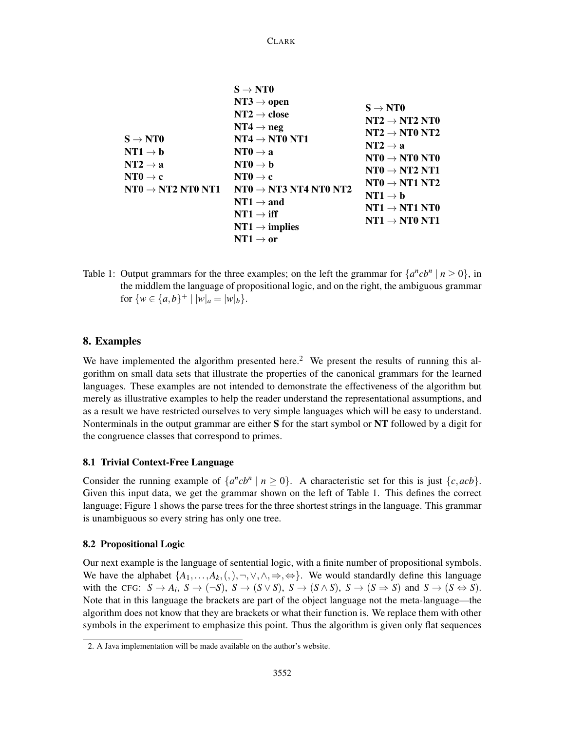| | | |
|---|---|---|
| **S → NT0**<br>**NT1 → b**<br>**NT2 → a**<br>**NT0 → c**<br>**NT0 → NT2 NT0 NT1** | **S → NT0**<br>**NT3 → open**<br>**NT2 → close**<br>**NT4 → neg**<br>**NT4 → NT0 NT1**<br>**NT0 → a**<br>**NT0 → b**<br>**NT0 → c**<br>**NT0 → NT3 NT4 NT0 NT2**<br>**NT1 → and**<br>**NT1 → iff**<br>**NT1 → implies**<br>**NT1 → or** | **S → NT0**<br>**NT2 → NT2 NT0**<br>**NT2 → NT0 NT2**<br>**NT2 → a**<br>**NT0 → NT0 NT0**<br>**NT0 → NT2 NT1**<br>**NT0 → NT1 NT2**<br>**NT1 → b**<br>**NT1 → NT1 NT0**<br>**NT1 → NT0 NT1** |

Table 1: Output grammars for the three examples; on the left the grammar for $\{a^n cb^n \mid n \geq 0\}$, in the middlem the language of propositional logic, and on the right, the ambiguous grammar for $\{w \in \{a,b\}^+ \mid |w|_a = |w|_b\}$.

## 8. Examples

We have implemented the algorithm presented here.[2] We present the results of running this algorithm on small data sets that illustrate the properties of the canonical grammars for the learned languages. These examples are not intended to demonstrate the effectiveness of the algorithm but merely as illustrative examples to help the reader understand the representational assumptions, and as a result we have restricted ourselves to very simple languages which will be easy to understand. Nonterminals in the output grammar are either **S** for the start symbol or **NT** followed by a digit for the congruence classes that correspond to primes.

### 8.1 Trivial Context-Free Language

Consider the running example of $\{a^n cb^n \mid n \geq 0\}$. A characteristic set for this is just $\{c, acb\}$. Given this input data, we get the grammar shown on the left of Table 1. This defines the correct language; Figure 1 shows the parse trees for the three shortest strings in the language. This grammar is unambiguous so every string has only one tree.

### 8.2 Propositional Logic

Our next example is the language of sentential logic, with a finite number of propositional symbols. We have the alphabet $\{A_1, \ldots, A_k, (, ), \neg, \vee, \wedge, \Rightarrow, \Leftrightarrow\}$. We would standardly define this language with the CFG: $S \to A_i$, $S \to (\neg S)$, $S \to (S \vee S)$, $S \to (S \wedge S)$, $S \to (S \Rightarrow S)$ and $S \to (S \Leftrightarrow S)$. Note that in this language the brackets are part of the object language not the meta-language—the algorithm does not know that they are brackets or what their function is. We replace them with other symbols in the experiment to emphasize this point. Thus the algorithm is given only flat sequences

2. A Java implementation will be made available on the author's website.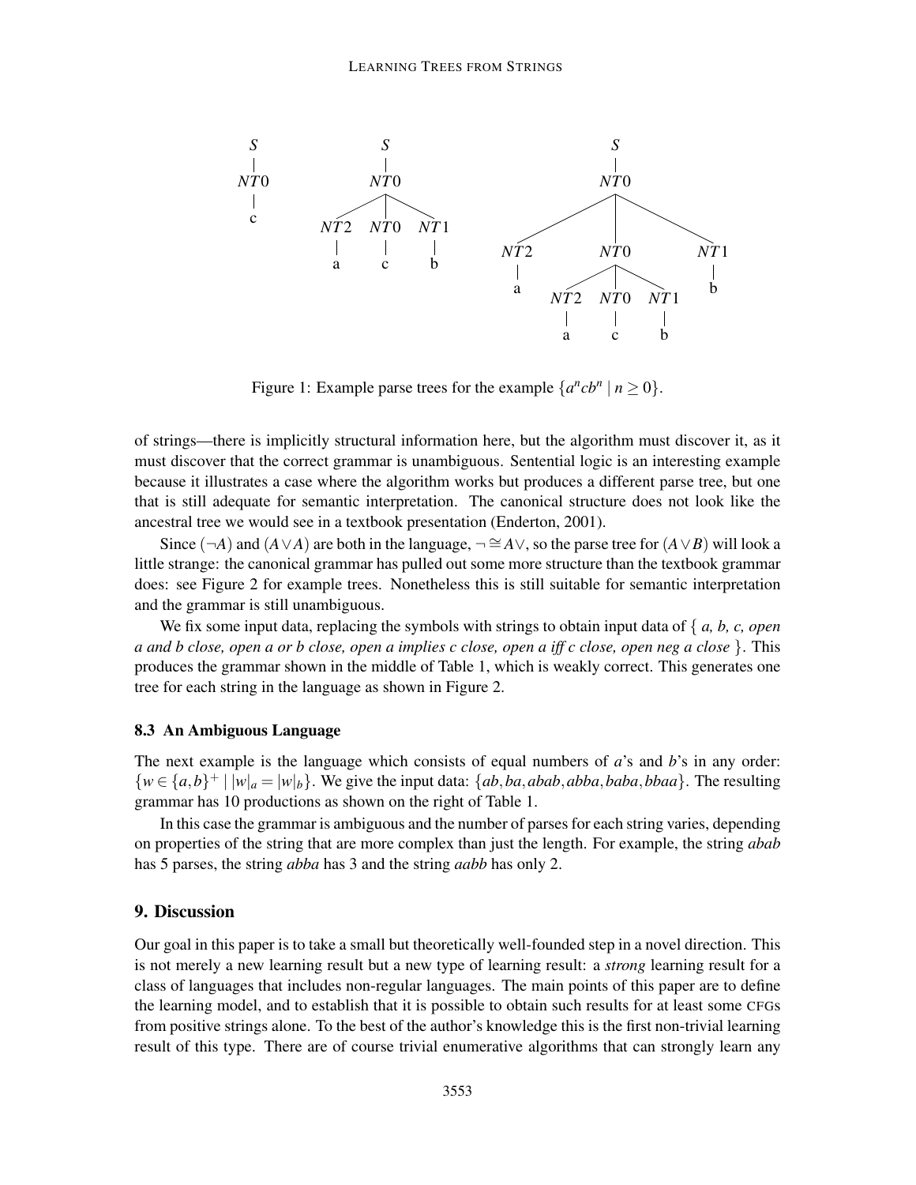Figure 1: Example parse trees for the example $\{a^n cb^n \mid n \geq 0\}$.

of strings—there is implicitly structural information here, but the algorithm must discover it, as it must discover that the correct grammar is unambiguous. Sentential logic is an interesting example because it illustrates a case where the algorithm works but produces a different parse tree, but one that is still adequate for semantic interpretation. The canonical structure does not look like the ancestral tree we would see in a textbook presentation (Enderton, 2001).

Since $(\neg A)$ and $(A \vee A)$ are both in the language, $\neg \cong A\vee$, so the parse tree for $(A \vee B)$ will look a little strange: the canonical grammar has pulled out some more structure than the textbook grammar does: see Figure 2 for example trees. Nonetheless this is still suitable for semantic interpretation and the grammar is still unambiguous.

We fix some input data, replacing the symbols with strings to obtain input data of { *a, b, c, open a and b close, open a or b close, open a implies c close, open a iff c close, open neg a close* }. This produces the grammar shown in the middle of Table 1, which is weakly correct. This generates one tree for each string in the language as shown in Figure 2.

### 8.3 An Ambiguous Language

The next example is the language which consists of equal numbers of $a$'s and $b$'s in any order: $\{w \in \{a,b\}^+ \mid |w|_a = |w|_b\}$. We give the input data: $\{ab, ba, abab, abba, baba, bbaa\}$. The resulting grammar has 10 productions as shown on the right of Table 1.

In this case the grammar is ambiguous and the number of parses for each string varies, depending on properties of the string that are more complex than just the length. For example, the string *abab* has 5 parses, the string *abba* has 3 and the string *aabb* has only 2.

## 9. Discussion

Our goal in this paper is to take a small but theoretically well-founded step in a novel direction. This is not merely a new learning result but a new type of learning result: a *strong* learning result for a class of languages that includes non-regular languages. The main points of this paper are to define the learning model, and to establish that it is possible to obtain such results for at least some CFGs from positive strings alone. To the best of the author's knowledge this is the first non-trivial learning result of this type. There are of course trivial enumerative algorithms that can strongly learn any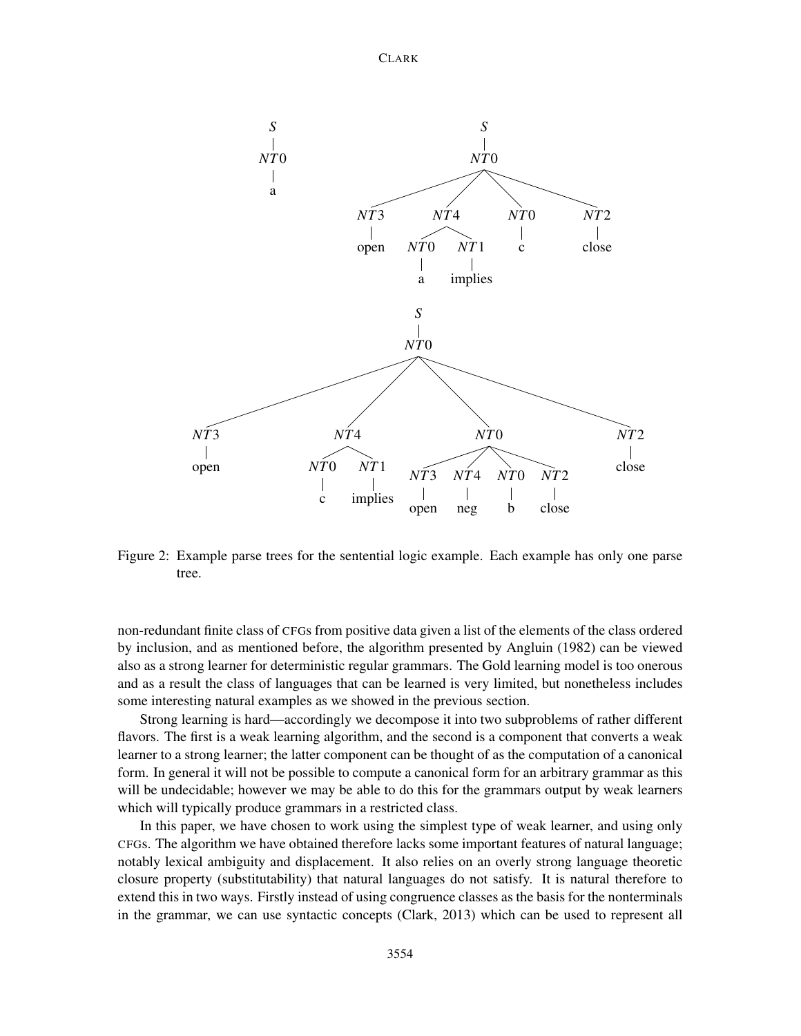Figure 2: Example parse trees for the sentential logic example. Each example has only one parse tree.

non-redundant finite class of CFGs from positive data given a list of the elements of the class ordered by inclusion, and as mentioned before, the algorithm presented by Angluin (1982) can be viewed also as a strong learner for deterministic regular grammars. The Gold learning model is too onerous and as a result the class of languages that can be learned is very limited, but nonetheless includes some interesting natural examples as we showed in the previous section.

Strong learning is hard—accordingly we decompose it into two subproblems of rather different flavors. The first is a weak learning algorithm, and the second is a component that converts a weak learner to a strong learner; the latter component can be thought of as the computation of a canonical form. In general it will not be possible to compute a canonical form for an arbitrary grammar as this will be undecidable; however we may be able to do this for the grammars output by weak learners which will typically produce grammars in a restricted class.

In this paper, we have chosen to work using the simplest type of weak learner, and using only CFGs. The algorithm we have obtained therefore lacks some important features of natural language; notably lexical ambiguity and displacement. It also relies on an overly strong language theoretic closure property (substitutability) that natural languages do not satisfy. It is natural therefore to extend this in two ways. Firstly instead of using congruence classes as the basis for the nonterminals in the grammar, we can use syntactic concepts (Clark, 2013) which can be used to represent all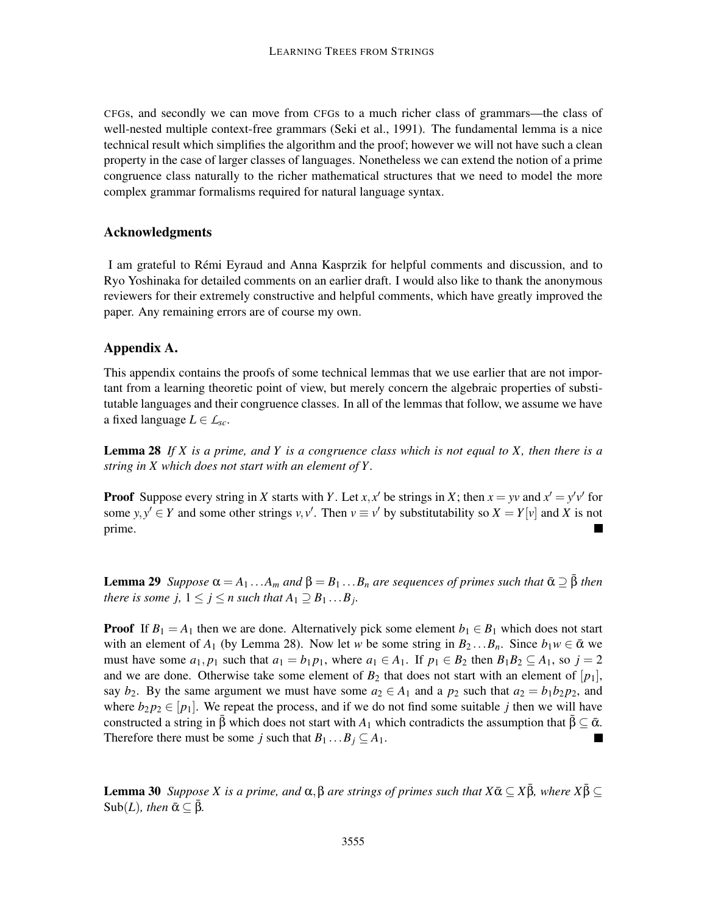CFGs, and secondly we can move from CFGs to a much richer class of grammars—the class of well-nested multiple context-free grammars (Seki et al., 1991). The fundamental lemma is a nice technical result which simplifies the algorithm and the proof; however we will not have such a clean property in the case of larger classes of languages. Nonetheless we can extend the notion of a prime congruence class naturally to the richer mathematical structures that we need to model the more complex grammar formalisms required for natural language syntax.

## Acknowledgments

I am grateful to Rémi Eyraud and Anna Kasprzik for helpful comments and discussion, and to Ryo Yoshinaka for detailed comments on an earlier draft. I would also like to thank the anonymous reviewers for their extremely constructive and helpful comments, which have greatly improved the paper. Any remaining errors are of course my own.

## Appendix A.

This appendix contains the proofs of some technical lemmas that we use earlier that are not important from a learning theoretic point of view, but merely concern the algebraic properties of substitutable languages and their congruence classes. In all of the lemmas that follow, we assume we have a fixed language $L \in \mathcal{L}_{sc}$.

**Lemma 28** *If $X$ is a prime, and $Y$ is a congruence class which is not equal to $X$, then there is a string in $X$ which does not start with an element of $Y$.*

**Proof** Suppose every string in $X$ starts with $Y$. Let $x, x'$ be strings in $X$; then $x = yv$ and $x' = y'v'$ for some $y, y' \in Y$ and some other strings $v, v'$. Then $v \equiv v'$ by substitutability so $X = Y[v]$ and $X$ is not prime. ∎

**Lemma 29** *Suppose $\alpha = A_1 \ldots A_m$ and $\beta = B_1 \ldots B_n$ are sequences of primes such that $\bar{\alpha} \supseteq \bar{\beta}$ then there is some $j$, $1 \leq j \leq n$ such that $A_1 \supseteq B_1 \ldots B_j$.*

**Proof** If $B_1 = A_1$ then we are done. Alternatively pick some element $b_1 \in B_1$ which does not start with an element of $A_1$ (by Lemma 28). Now let $w$ be some string in $B_2 \ldots B_n$. Since $b_1 w \in \bar{\alpha}$ we must have some $a_1, p_1$ such that $a_1 = b_1 p_1$, where $a_1 \in A_1$. If $p_1 \in B_2$ then $B_1 B_2 \subseteq A_1$, so $j = 2$ and we are done. Otherwise take some element of $B_2$ that does not start with an element of $[p_1]$, say $b_2$. By the same argument we must have some $a_2 \in A_1$ and a $p_2$ such that $a_2 = b_1 b_2 p_2$, and where $b_2 p_2 \in [p_1]$. We repeat the process, and if we do not find some suitable $j$ then we will have constructed a string in $\bar{\beta}$ which does not start with $A_1$ which contradicts the assumption that $\bar{\beta} \subseteq \bar{\alpha}$. Therefore there must be some $j$ such that $B_1 \ldots B_j \subseteq A_1$. ∎

**Lemma 30** *Suppose $X$ is a prime, and $\alpha, \beta$ are strings of primes such that $X\bar{\alpha} \subseteq X\bar{\beta}$, where $X\bar{\beta} \subseteq \text{Sub}(L)$, then $\bar{\alpha} \subseteq \bar{\beta}$.*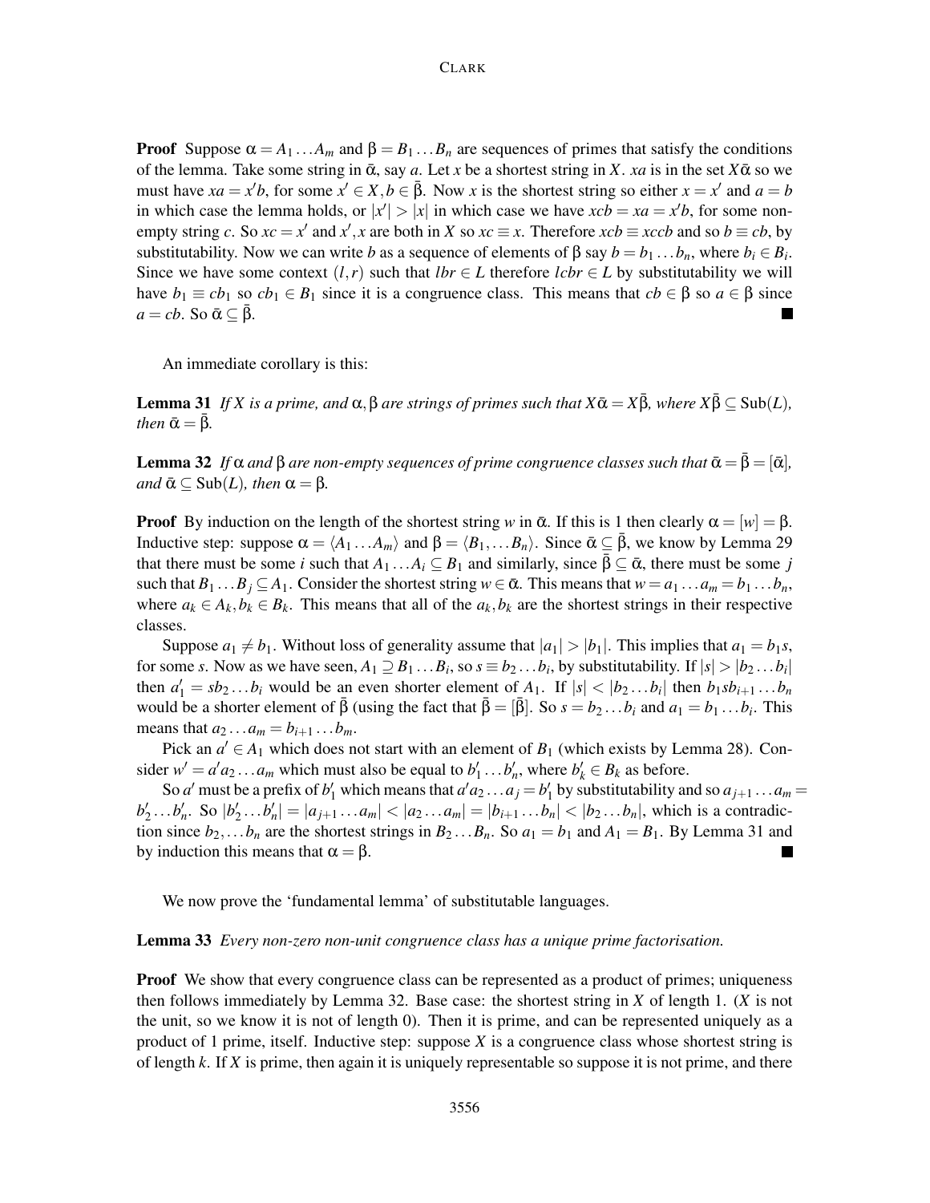**Proof** Suppose $\alpha = A_1 \dots A_m$ and $\beta = B_1 \dots B_n$ are sequences of primes that satisfy the conditions of the lemma. Take some string in $\bar{\alpha}$, say $a$. Let $x$ be a shortest string in $X$. $xa$ is in the set $X\bar{\alpha}$ so we must have $xa = x'b$, for some $x' \in X, b \in \bar{\beta}$. Now $x$ is the shortest string so either $x = x'$ and $a = b$ in which case the lemma holds, or $|x'| > |x|$ in which case we have $xcb = xa = x'b$, for some non-empty string $c$. So $xc = x'$ and $x', x$ are both in $X$ so $xc \equiv x$. Therefore $xcb \equiv xccb$ and so $b \equiv cb$, by substitutability. Now we can write $b$ as a sequence of elements of $\beta$ say $b = b_1 \dots b_n$, where $b_i \in B_i$. Since we have some context $(l, r)$ such that $lbr \in L$ therefore $lcbr \in L$ by substitutability we will have $b_1 \equiv cb_1$ so $cb_1 \in B_1$ since it is a congruence class. This means that $cb \in \beta$ so $a \in \beta$ since $a = cb$. So $\bar{\alpha} \subseteq \bar{\beta}$. ∎

An immediate corollary is this:

**Lemma 31** *If $X$ is a prime, and $\alpha, \beta$ are strings of primes such that $X\bar{\alpha} = X\bar{\beta}$, where $X\bar{\beta} \subseteq \text{Sub}(L)$, then $\bar{\alpha} = \bar{\beta}$.*

**Lemma 32** *If $\alpha$ and $\beta$ are non-empty sequences of prime congruence classes such that $\bar{\alpha} = \bar{\beta} = [\bar{\alpha}]$, and $\bar{\alpha} \subseteq \text{Sub}(L)$, then $\alpha = \beta$.*

**Proof** By induction on the length of the shortest string $w$ in $\bar{\alpha}$. If this is 1 then clearly $\alpha = [w] = \beta$. Inductive step: suppose $\alpha = \langle A_1 \dots A_m \rangle$ and $\beta = \langle B_1, \dots B_n \rangle$. Since $\bar{\alpha} \subseteq \bar{\beta}$, we know by Lemma 29 that there must be some $i$ such that $A_1 \dots A_i \subseteq B_1$ and similarly, since $\bar{\beta} \subseteq \bar{\alpha}$, there must be some $j$ such that $B_1 \dots B_j \subseteq A_1$. Consider the shortest string $w \in \bar{\alpha}$. This means that $w = a_1 \dots a_m = b_1 \dots b_n$, where $a_k \in A_k, b_k \in B_k$. This means that all of the $a_k, b_k$ are the shortest strings in their respective classes.

Suppose $a_1 \neq b_1$. Without loss of generality assume that $|a_1| > |b_1|$. This implies that $a_1 = b_1 s$, for some $s$. Now as we have seen, $A_1 \supseteq B_1 \dots B_i$, so $s \equiv b_2 \dots b_i$, by substitutability. If $|s| > |b_2 \dots b_i|$ then $a_1' = sb_2 \dots b_i$ would be an even shorter element of $A_1$. If $|s| < |b_2 \dots b_i|$ then $b_1 s b_{i+1} \dots b_n$ would be a shorter element of $\bar{\beta}$ (using the fact that $\bar{\beta} = [\bar{\beta}]$. So $s = b_2 \dots b_i$ and $a_1 = b_1 \dots b_i$. This means that $a_2 \dots a_m = b_{i+1} \dots b_m$.

Pick an $a' \in A_1$ which does not start with an element of $B_1$ (which exists by Lemma 28). Consider $w' = a' a_2 \dots a_m$ which must also be equal to $b_1' \dots b_n'$, where $b_k' \in B_k$ as before.

So $a'$ must be a prefix of $b_1'$ which means that $a' a_2 \dots a_j = b_1'$ by substitutability and so $a_{j+1} \dots a_m = b_2' \dots b_n'$. So $|b_2' \dots b_n'| = |a_{j+1} \dots a_m| < |a_2 \dots a_m| = |b_{i+1} \dots b_n| < |b_2 \dots b_n|$, which is a contradiction since $b_2, \dots b_n$ are the shortest strings in $B_2 \dots B_n$. So $a_1 = b_1$ and $A_1 = B_1$. By Lemma 31 and by induction this means that $\alpha = \beta$. ∎

We now prove the 'fundamental lemma' of substitutable languages.

**Lemma 33** *Every non-zero non-unit congruence class has a unique prime factorisation.*

**Proof** We show that every congruence class can be represented as a product of primes; uniqueness then follows immediately by Lemma 32. Base case: the shortest string in $X$ of length 1. ($X$ is not the unit, so we know it is not of length 0). Then it is prime, and can be represented uniquely as a product of 1 prime, itself. Inductive step: suppose $X$ is a congruence class whose shortest string is of length $k$. If $X$ is prime, then again it is uniquely representable so suppose it is not prime, and there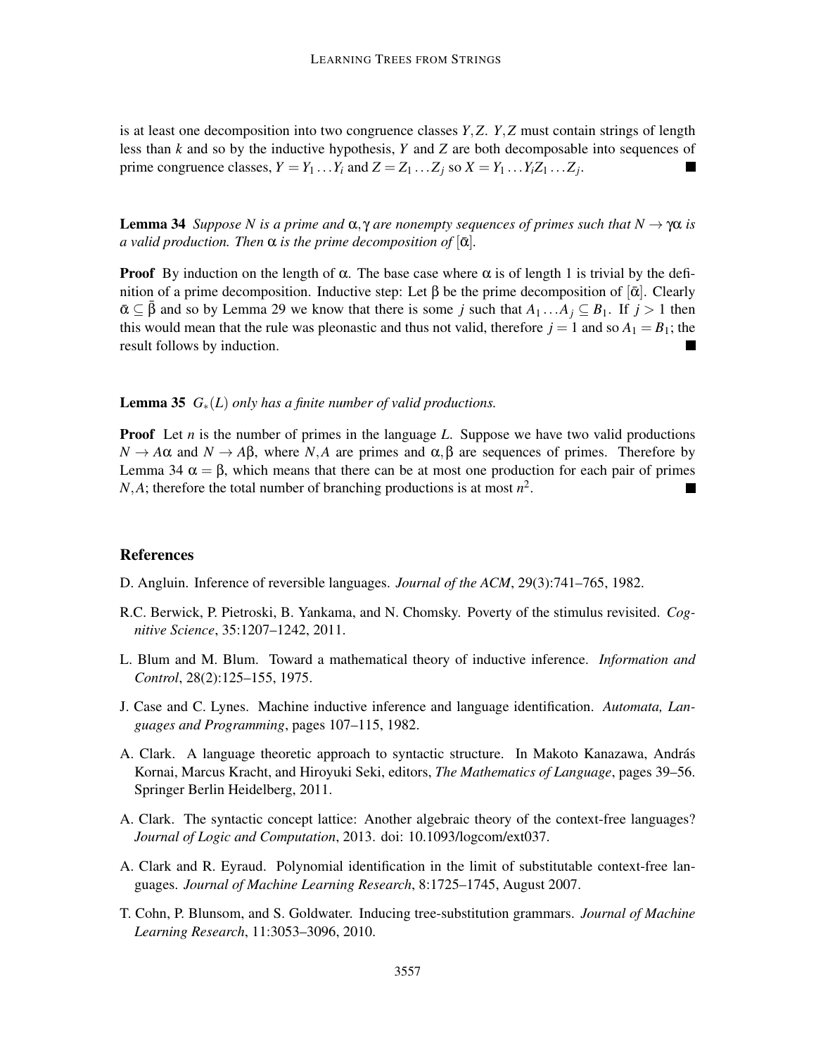is at least one decomposition into two congruence classes $Y, Z$. $Y, Z$ must contain strings of length less than $k$ and so by the inductive hypothesis, $Y$ and $Z$ are both decomposable into sequences of prime congruence classes, $Y = Y_1 \dots Y_i$ and $Z = Z_1 \dots Z_j$ so $X = Y_1 \dots Y_i Z_1 \dots Z_j$. ∎

**Lemma 34** *Suppose $N$ is a prime and $\alpha, \gamma$ are nonempty sequences of primes such that $N \to \gamma\alpha$ is a valid production. Then $\alpha$ is the prime decomposition of $[\bar{\alpha}]$.*

**Proof** By induction on the length of $\alpha$. The base case where $\alpha$ is of length 1 is trivial by the definition of a prime decomposition. Inductive step: Let $\beta$ be the prime decomposition of $[\bar{\alpha}]$. Clearly $\bar{\alpha} \subseteq \bar{\beta}$ and so by Lemma 29 we know that there is some $j$ such that $A_1 \dots A_j \subseteq B_1$. If $j > 1$ then this would mean that the rule was pleonastic and thus not valid, therefore $j = 1$ and so $A_1 = B_1$; the result follows by induction. ∎

**Lemma 35** *$G_*(L)$ only has a finite number of valid productions.*

**Proof** Let $n$ is the number of primes in the language $L$. Suppose we have two valid productions $N \to A\alpha$ and $N \to A\beta$, where $N, A$ are primes and $\alpha, \beta$ are sequences of primes. Therefore by Lemma 34 $\alpha = \beta$, which means that there can be at most one production for each pair of primes $N, A$; therefore the total number of branching productions is at most $n^2$. ∎

## References

D. Angluin. Inference of reversible languages. *Journal of the ACM*, 29(3):741–765, 1982.

R.C. Berwick, P. Pietroski, B. Yankama, and N. Chomsky. Poverty of the stimulus revisited. *Cognitive Science*, 35:1207–1242, 2011.

L. Blum and M. Blum. Toward a mathematical theory of inductive inference. *Information and Control*, 28(2):125–155, 1975.

J. Case and C. Lynes. Machine inductive inference and language identification. *Automata, Languages and Programming*, pages 107–115, 1982.

A. Clark. A language theoretic approach to syntactic structure. In Makoto Kanazawa, András Kornai, Marcus Kracht, and Hiroyuki Seki, editors, *The Mathematics of Language*, pages 39–56. Springer Berlin Heidelberg, 2011.

A. Clark. The syntactic concept lattice: Another algebraic theory of the context-free languages? *Journal of Logic and Computation*, 2013. doi: 10.1093/logcom/ext037.

A. Clark and R. Eyraud. Polynomial identification in the limit of substitutable context-free languages. *Journal of Machine Learning Research*, 8:1725–1745, August 2007.

T. Cohn, P. Blunsom, and S. Goldwater. Inducing tree-substitution grammars. *Journal of Machine Learning Research*, 11:3053–3096, 2010.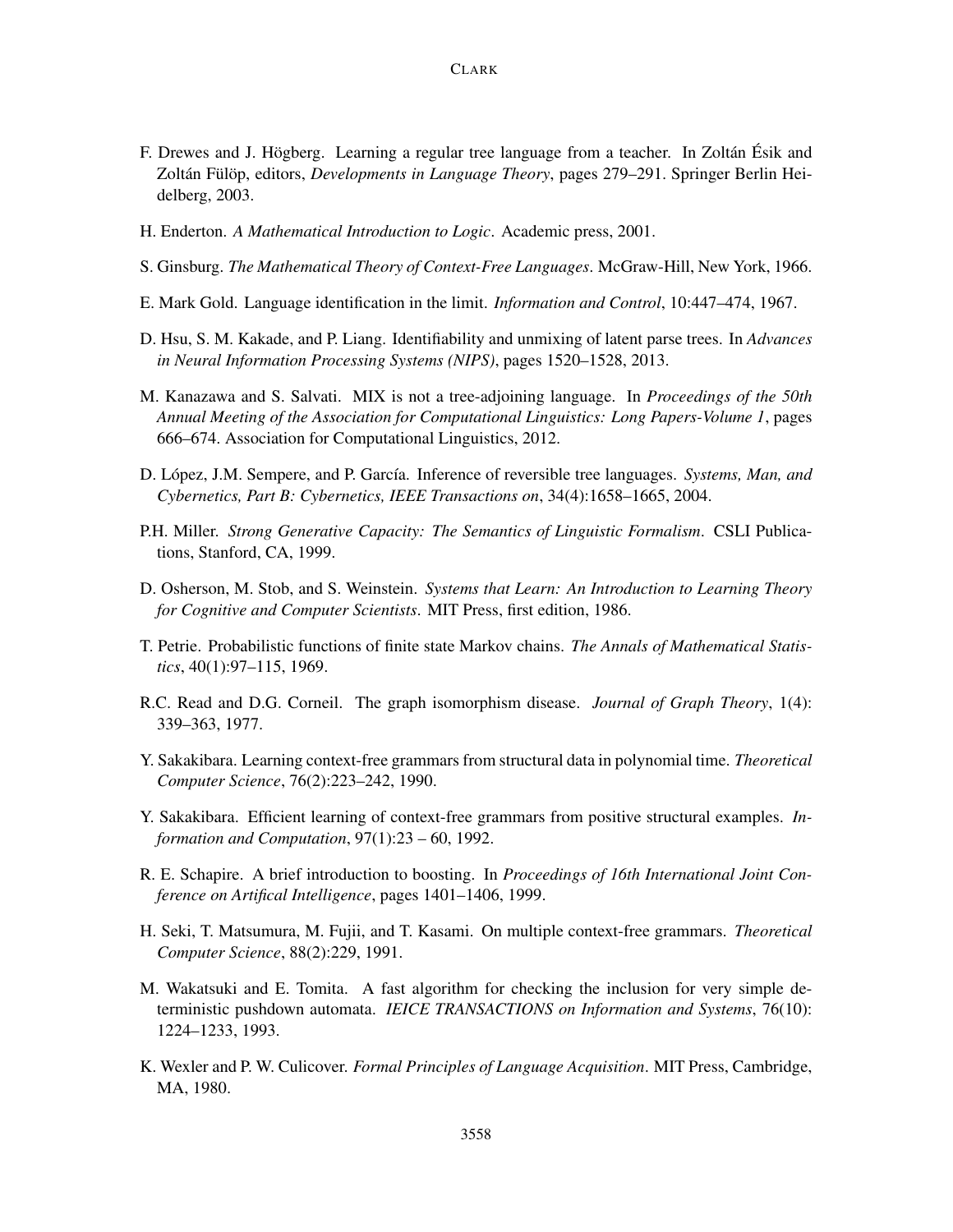F. Drewes and J. Högberg. Learning a regular tree language from a teacher. In Zoltán Ésik and Zoltán Fülöp, editors, *Developments in Language Theory*, pages 279–291. Springer Berlin Heidelberg, 2003.

H. Enderton. *A Mathematical Introduction to Logic*. Academic press, 2001.

S. Ginsburg. *The Mathematical Theory of Context-Free Languages*. McGraw-Hill, New York, 1966.

E. Mark Gold. Language identification in the limit. *Information and Control*, 10:447–474, 1967.

D. Hsu, S. M. Kakade, and P. Liang. Identifiability and unmixing of latent parse trees. In *Advances in Neural Information Processing Systems (NIPS)*, pages 1520–1528, 2013.

M. Kanazawa and S. Salvati. MIX is not a tree-adjoining language. In *Proceedings of the 50th Annual Meeting of the Association for Computational Linguistics: Long Papers-Volume 1*, pages 666–674. Association for Computational Linguistics, 2012.

D. López, J.M. Sempere, and P. García. Inference of reversible tree languages. *Systems, Man, and Cybernetics, Part B: Cybernetics, IEEE Transactions on*, 34(4):1658–1665, 2004.

P.H. Miller. *Strong Generative Capacity: The Semantics of Linguistic Formalism*. CSLI Publications, Stanford, CA, 1999.

D. Osherson, M. Stob, and S. Weinstein. *Systems that Learn: An Introduction to Learning Theory for Cognitive and Computer Scientists*. MIT Press, first edition, 1986.

T. Petrie. Probabilistic functions of finite state Markov chains. *The Annals of Mathematical Statistics*, 40(1):97–115, 1969.

R.C. Read and D.G. Corneil. The graph isomorphism disease. *Journal of Graph Theory*, 1(4): 339–363, 1977.

Y. Sakakibara. Learning context-free grammars from structural data in polynomial time. *Theoretical Computer Science*, 76(2):223–242, 1990.

Y. Sakakibara. Efficient learning of context-free grammars from positive structural examples. *Information and Computation*, 97(1):23 – 60, 1992.

R. E. Schapire. A brief introduction to boosting. In *Proceedings of 16th International Joint Conference on Artifical Intelligence*, pages 1401–1406, 1999.

H. Seki, T. Matsumura, M. Fujii, and T. Kasami. On multiple context-free grammars. *Theoretical Computer Science*, 88(2):229, 1991.

M. Wakatsuki and E. Tomita. A fast algorithm for checking the inclusion for very simple deterministic pushdown automata. *IEICE TRANSACTIONS on Information and Systems*, 76(10): 1224–1233, 1993.

K. Wexler and P. W. Culicover. *Formal Principles of Language Acquisition*. MIT Press, Cambridge, MA, 1980.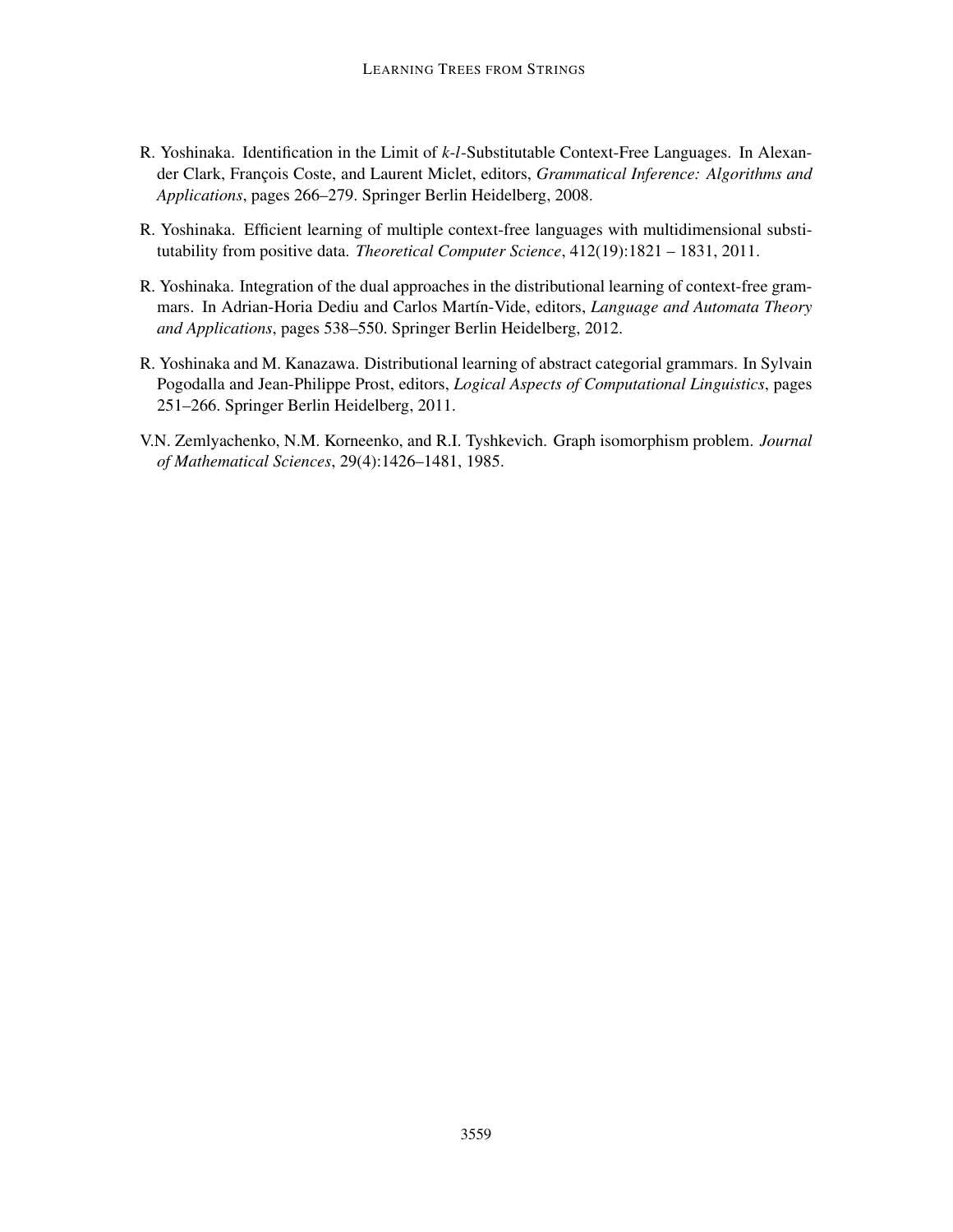R. Yoshinaka. Identification in the Limit of *k-l*-Substitutable Context-Free Languages. In Alexander Clark, François Coste, and Laurent Miclet, editors, *Grammatical Inference: Algorithms and Applications*, pages 266–279. Springer Berlin Heidelberg, 2008.

R. Yoshinaka. Efficient learning of multiple context-free languages with multidimensional substitutability from positive data. *Theoretical Computer Science*, 412(19):1821 – 1831, 2011.

R. Yoshinaka. Integration of the dual approaches in the distributional learning of context-free grammars. In Adrian-Horia Dediu and Carlos Martín-Vide, editors, *Language and Automata Theory and Applications*, pages 538–550. Springer Berlin Heidelberg, 2012.

R. Yoshinaka and M. Kanazawa. Distributional learning of abstract categorial grammars. In Sylvain Pogodalla and Jean-Philippe Prost, editors, *Logical Aspects of Computational Linguistics*, pages 251–266. Springer Berlin Heidelberg, 2011.

V.N. Zemlyachenko, N.M. Korneenko, and R.I. Tyshkevich. Graph isomorphism problem. *Journal of Mathematical Sciences*, 29(4):1426–1481, 1985.